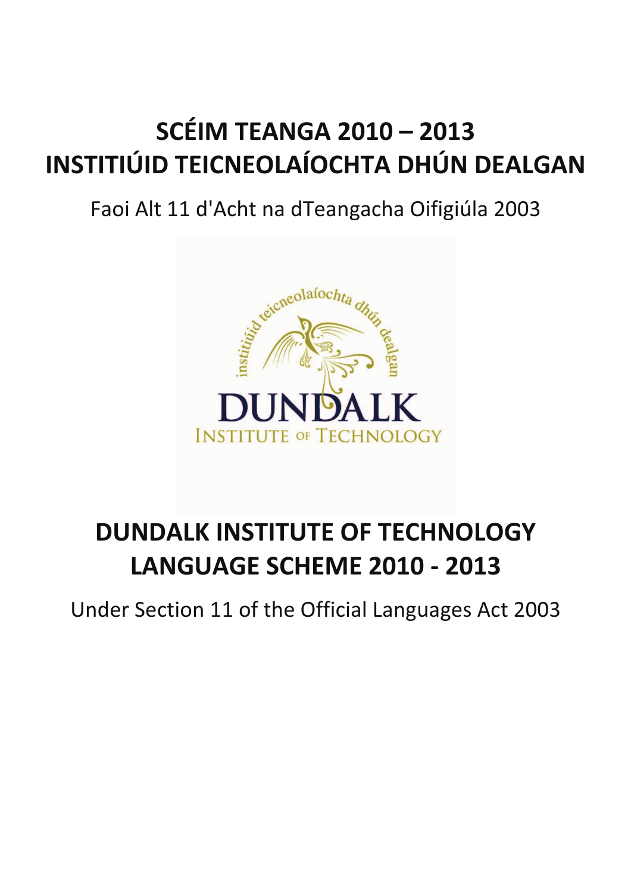# SCÉIM TEANGA 2010 – 2013
# INSTITIÚID TEICNEOLAÍOCHTA DHÚN DEALGAN

Faoi Alt 11 d'Acht na dTeangacha Oifigiúla 2003

# DUNDALK INSTITUTE OF TECHNOLOGY
# LANGUAGE SCHEME 2010 - 2013

Under Section 11 of the Official Languages Act 2003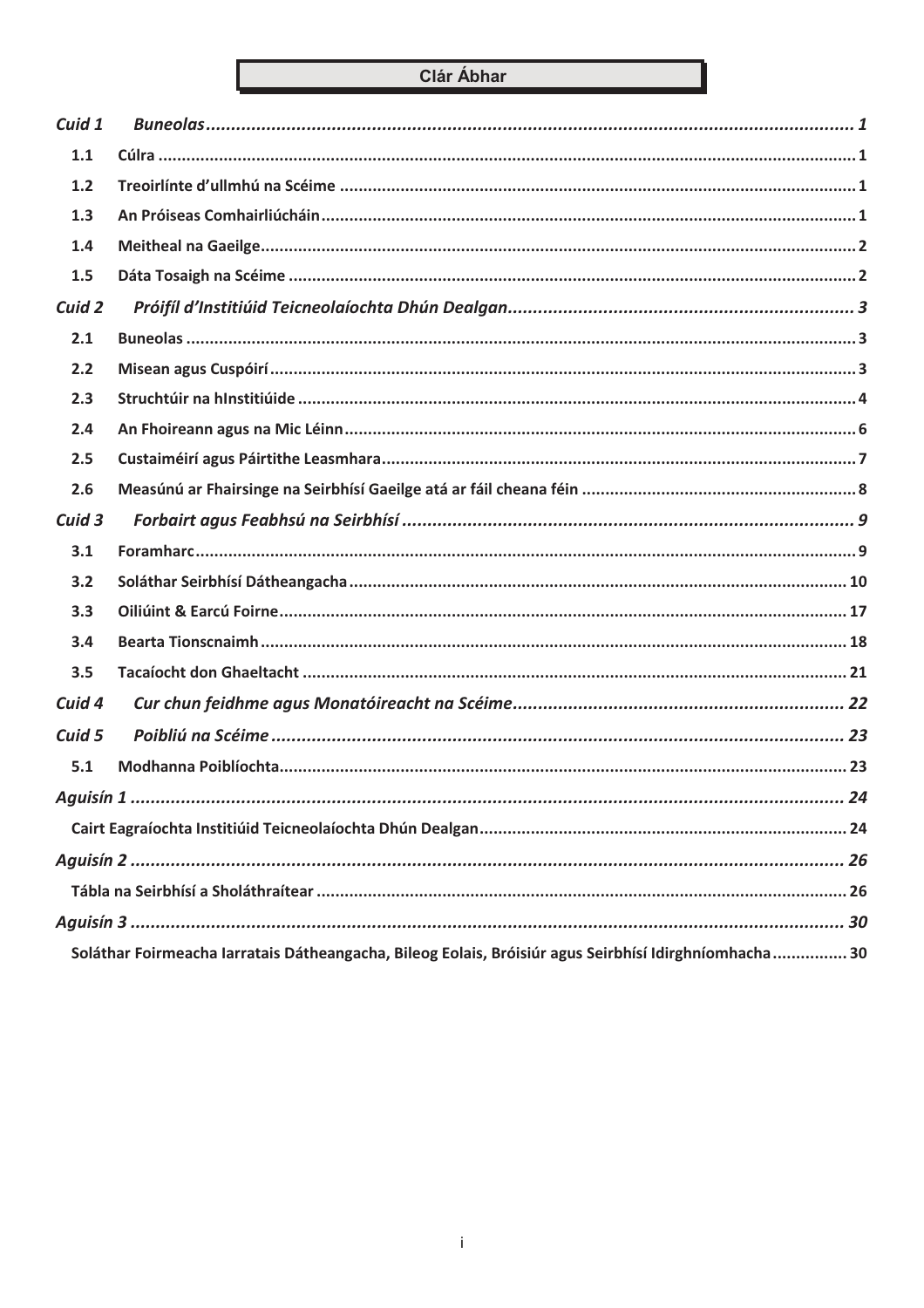# Clár Ábhar

*Cuid 1 Buneolas* ........ *1*

- 1.1 Cúlra ........ 1
- 1.2 Treoirlínte d'ullmhú na Scéime ........ 1
- 1.3 An Próiseas Comhairliúcháin ........ 1
- 1.4 Meitheal na Gaeilge ........ 2
- 1.5 Dáta Tosaigh na Scéime ........ 2

*Cuid 2 Próifíl d'Institiúid Teicneolaíochta Dhún Dealgan* ........ *3*

- 2.1 Buneolas ........ 3
- 2.2 Misean agus Cuspóirí ........ 3
- 2.3 Struchtúir na hInstitiúide ........ 4
- 2.4 An Fhoireann agus na Mic Léinn ........ 6
- 2.5 Custaiméirí agus Páirtithe Leasmhara ........ 7
- 2.6 Measúnú ar Fhairsinge na Seirbhísí Gaeilge atá ar fáil cheana féin ........ 8

*Cuid 3 Forbairt agus Feabhsú na Seirbhísí* ........ *9*

- 3.1 Foramharc ........ 9
- 3.2 Soláthar Seirbhísí Dátheangacha ........ 10
- 3.3 Oiliúint & Earcú Foirne ........ 17
- 3.4 Bearta Tionscnaimh ........ 18
- 3.5 Tacaíocht don Ghaeltacht ........ 21

*Cuid 4 Cur chun feidhme agus Monatóireacht na Scéime* ........ *22*

*Cuid 5 Poibliú na Scéime* ........ *23*

- 5.1 Modhanna Poiblíochta ........ 23

*Aguisín 1* ........ *24*

- Cairt Eagraíochta Institiúid Teicneolaíochta Dhún Dealgan ........ 24

*Aguisín 2* ........ *26*

- Tábla na Seirbhísí a Sholáthraítear ........ 26

*Aguisín 3* ........ *30*

- Soláthar Foirmeacha Iarratais Dátheangacha, Bileog Eolais, Bróisiúr agus Seirbhísí Idirghníomhacha ........ 30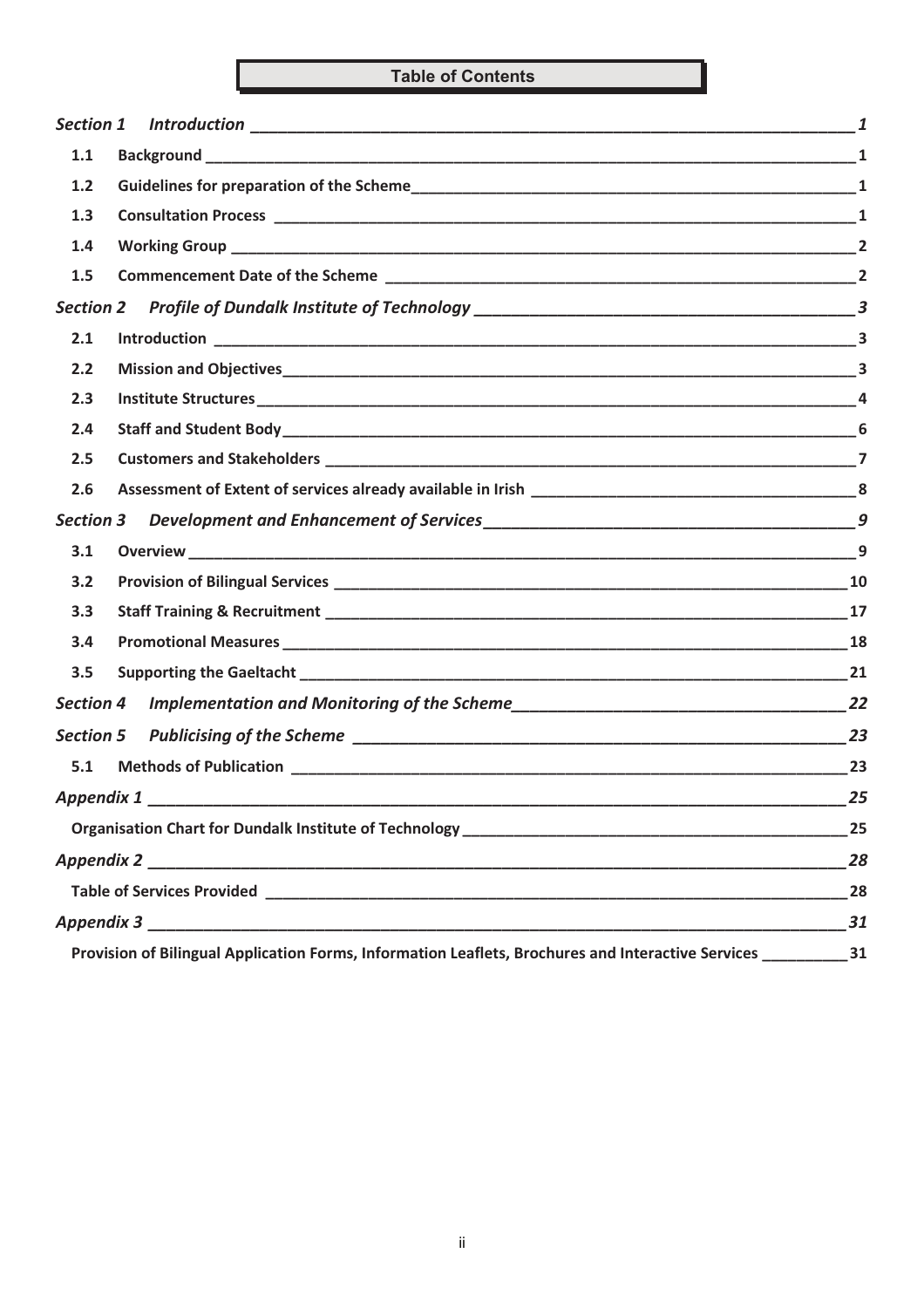# Table of Contents

| | | |
|---|---|---|
| ***Section 1*** | ***Introduction*** | ***1*** |
| **1.1** | **Background** | **1** |
| **1.2** | **Guidelines for preparation of the Scheme** | **1** |
| **1.3** | **Consultation Process** | **1** |
| **1.4** | **Working Group** | **2** |
| **1.5** | **Commencement Date of the Scheme** | **2** |
| ***Section 2*** | ***Profile of Dundalk Institute of Technology*** | ***3*** |
| **2.1** | **Introduction** | **3** |
| **2.2** | **Mission and Objectives** | **3** |
| **2.3** | **Institute Structures** | **4** |
| **2.4** | **Staff and Student Body** | **6** |
| **2.5** | **Customers and Stakeholders** | **7** |
| **2.6** | **Assessment of Extent of services already available in Irish** | **8** |
| ***Section 3*** | ***Development and Enhancement of Services*** | ***9*** |
| **3.1** | **Overview** | **9** |
| **3.2** | **Provision of Bilingual Services** | **10** |
| **3.3** | **Staff Training & Recruitment** | **17** |
| **3.4** | **Promotional Measures** | **18** |
| **3.5** | **Supporting the Gaeltacht** | **21** |
| ***Section 4*** | ***Implementation and Monitoring of the Scheme*** | ***22*** |
| ***Section 5*** | ***Publicising of the Scheme*** | ***23*** |
| **5.1** | **Methods of Publication** | **23** |
| ***Appendix 1*** | | ***25*** |
| **Organisation Chart for Dundalk Institute of Technology** | | **25** |
| ***Appendix 2*** | | ***28*** |
| **Table of Services Provided** | | **28** |
| ***Appendix 3*** | | ***31*** |
| **Provision of Bilingual Application Forms, Information Leaflets, Brochures and Interactive Services** | | **31** |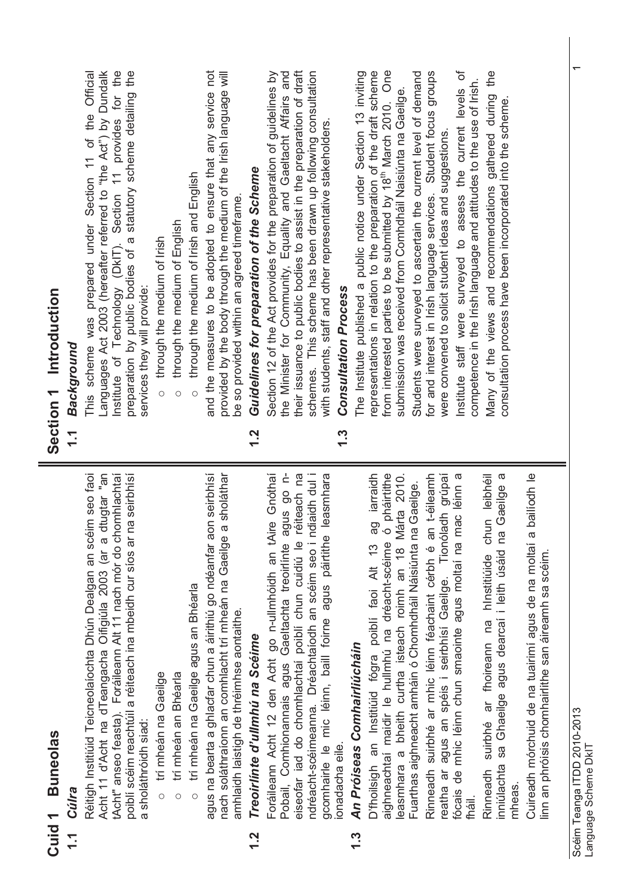# Cuid 1 Buneolas

## 1.1 *Cúlra*

Réitigh Institiúid Teicneolaíochta Dhún Dealgan an scéim seo faoi Acht 11 d'Acht na dTeangacha Oifigiúla 2003 (ar a dtugtar "an tAcht" anseo feasta). Foráileann Alt 11 nach mór do chomhlachtaí poiblí scéim reachtúil a réiteach ina mbeidh cur síos ar na seirbhísí a sholáthróidh siad:

- trí mheán na Gaeilge
- trí mheán an Bhéarla
- trí mheán na Gaeilge agus an Bhéarla

agus na bearta a ghlacfar chun a áirithiú go ndéanfar aon seirbhísí nach soláthraíonn an comhlacht trí mheán na Gaeilge a sholáthar amhlaidh laistigh de thréimhse aontaithe.

## 1.2 *Treoirlínte d'ullmhú na Scéime*

Foráileann Acht 12 den Acht go n-ullmhóidh an tAire Gnóthaí Pobail, Comhionannais agus Gaeltachta treoirlínte agus go n-eiseofar iad do chomhlachtaí poiblí chun cuidiú le réiteach na ndréacht-scéimeanna. Dréachtaíodh an scéim seo i ndiaidh dul i gcomhairle le mic léinn, baill foirne agus páirtithe leasmhara ionadacha eile.

## 1.3 *An Próiseas Comhairliúcháin*

D'fhoilsigh an Institiúid fógra poiblí faoi Alt 13 ag iarraidh aighneachtaí maidir le hullmhú na dréacht-scéime ó pháirtithe leasmhara a bheith curtha isteach roimh an 18 Márta 2010. Fuarthas aighneacht amháin ó Chomhdháil Náisiúnta na Gaeilge.

Rinneadh suirbhé ar mhic léinn féachaint cérbh é an t-éileamh reatha ar agus an spéis i seirbhísí Gaeilge. Tionóladh grúpaí fócais de mhic léinn chun smaointe agus moltaí na mac léinn a fháil.

Rinneadh suirbhé ar fhoireann na hInstitiúide chun leibhéil inniúlachta sa Ghaeilge agus dearcaí i leith úsáid na Gaeilge a mheas.

Cuireadh mórchuid de na tuairimí agus de na moltaí a bailíodh le linn an phróisis chomhairlithe san áireamh sa scéim.

# Section 1 Introduction

## 1.1 *Background*

This scheme was prepared under Section 11 of the Official Languages Act 2003 (hereafter referred to "the Act") by Dundalk Institute of Technology (DkIT). Section 11 provides for the preparation by public bodies of a statutory scheme detailing the services they will provide:

- through the medium of Irish
- through the medium of English
- through the medium of Irish and English

and the measures to be adopted to ensure that any service not provided by the body through the medium of the Irish language will be so provided within an agreed timeframe.

## 1.2 *Guidelines for preparation of the Scheme*

Section 12 of the Act provides for the preparation of guidelines by the Minister for Community, Equality and Gaeltacht Affairs and their issuance to public bodies to assist in the preparation of draft schemes. This scheme has been drawn up following consultation with students, staff and other representative stakeholders.

## 1.3 *Consultation Process*

The Institute published a public notice under Section 13 inviting representations in relation to the preparation of the draft scheme from interested parties to be submitted by 18[th] March 2010. One submission was received from Comhdháil Naisiúnta na Gaeilge.

Students were surveyed to ascertain the current level of demand for and interest in Irish language services. Student focus groups were convened to solicit student ideas and suggestions.

Institute staff were surveyed to assess the current levels of competence in the Irish language and attitudes to the use of Irish.

Many of the views and recommendations gathered during the consultation process have been incorporated into the scheme.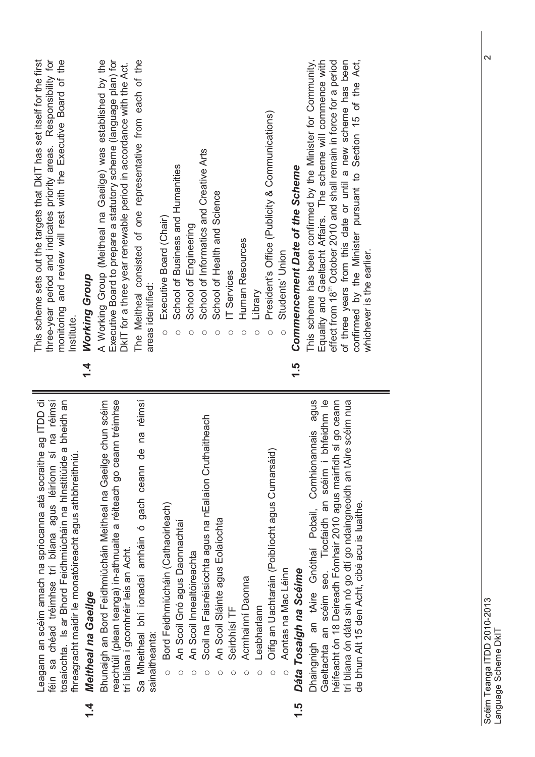Leagann an scéim amach na spriocanna atá socraithe ag ITDD di féin sa chéad tréimhse trí bliana agus léiríonn sí na réimsí tosaíochta. Is ar Bhord Feidhmiúcháin na hInstitiúide a bheidh an fhreagracht maidir le monatóireacht agus athbhreithniú.

## 1.4 *Meitheal na Gaeilge*

Bhunaigh an Bord Feidhmiúcháin Meitheal na Gaeilge chun scéim reachtúil (plean teanga) in-athnuaite a réiteach go ceann tréimhse trí bliana i gcomhréir leis an Acht.

Sa Mheitheal bhí ionadaí amháin ó gach ceann de na réimsí sainaitheanta:

- Bord Feidhmiúcháin (Cathaoirleach)
- An Scoil Gnó agus Daonnachtaí
- An Scoil Innealtóireachta
- Scoil na Faisnéisíochta agus na nEalaíon Cruthaitheach
- An Scoil Sláinte agus Eolaíochta
- Seirbhísí TF
- Acmhainní Daonna
- Leabharlann
- Oifig an Uachtaráin (Poiblíocht agus Cumarsáid)
- Aontas na Mac Léinn

## 1.5 *Dáta Tosaigh na Scéime*

Dhaingnigh an tAire Gnóthaí Pobail, Comhionannais agus Gaeltachta an scéim seo. Tiocfaidh an scéim i bhfeidhm le héifeacht ón 18 Deireadh Fómhair 2010 agus mairfidh sí go ceann trí bliana ón dáta sin nó go dtí go ndaingneoidh an tAire scéim nua de bhun Alt 15 den Acht, cibé acu is luaithe.

---

This scheme sets out the targets that DkIT has set itself for the first three-year period and indicates priority areas. Responsibility for monitoring and review will rest with the Executive Board of the Institute.

## 1.4 *Working Group*

A Working Group (Meitheal na Gaeilge) was established by the Executive Board to prepare a statutory scheme (language plan) for DkIT for a three year renewable period in accordance with the Act.

The Meitheal consisted of one representative from each of the areas identified:

- Executive Board (Chair)
- School of Business and Humanities
- School of Engineering
- School of Informatics and Creative Arts
- School of Health and Science
- IT Services
- Human Resources
- Library
- President's Office (Publicity & Communications)
- Students' Union

## 1.5 *Commencement Date of the Scheme*

This scheme has been confirmed by the Minister for Community, Equality and Gaeltacht Affairs. The scheme will commence with effect from 18th October 2010 and shall remain in force for a period of three years from this date or until a new scheme has been confirmed by the Minister pursuant to Section 15 of the Act, whichever is the earlier.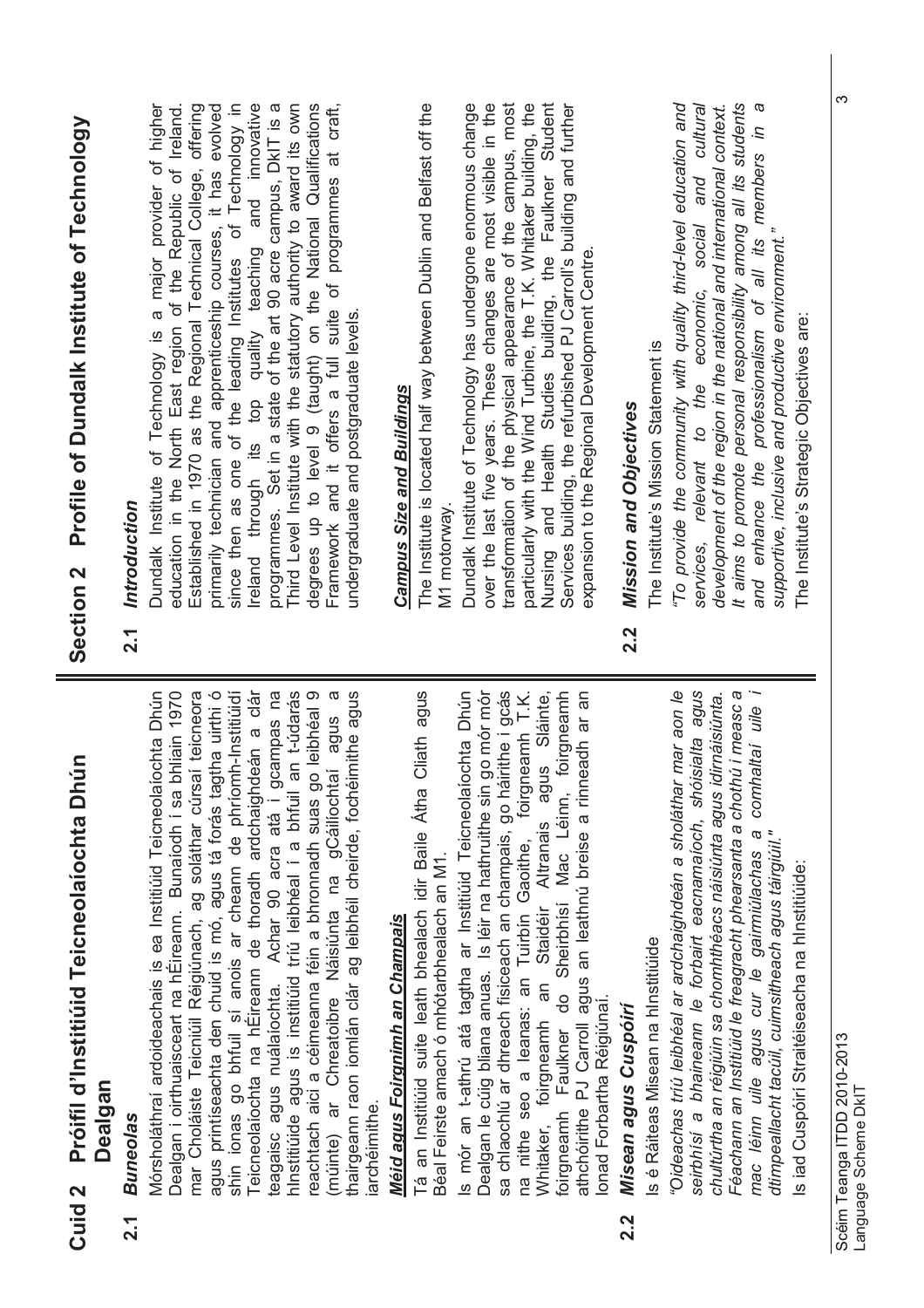# Cuid 2 Próifíl d'Institiúid Teicneolaíochta Dhún Dealgan

## 2.1 *Buneolas*

Mórsholáthraí ardoideachais is ea Institiúid Teicneolaíochta Dhún Dealgan i oirthuaisceart na hÉireann. Bunaíodh í sa bhliain 1970 mar Choláiste Teicniúil Réigiúnach, ag soláthar cúrsaí teicneora agus printíseachta den chuid is mó, agus tá forás tagtha uirthi ó shin ionas go bhfuil sí anois ar cheann de phríomh-Institiúidí Teicneolaíochta na hÉireann de thoradh ardchaighdeán a clár teagaisc agus nuálaíochta. Achar 90 acra atá i gcampas na hInstitiúide agus is institiúid tríú leibhéal í a bhfuil an t-údarás reachtach aici a céimeanna féin a bhronnadh suas go leibhéal 9 (múinte) ar Chreatoibre Náisiúnta na gCáilíochtaí agus a thairgeann raon iomlán clár ag leibhéil cheirde, fochéimithe agus iarchéimithe.

**_Méid agus Foirgnimh an Champais_**

Tá an Institiúid suite leath bhealach idir Baile Átha Cliath agus Béal Feirste amach ó mhótarbhealach an M1.

Is mór an t-athrú atá tagtha ar Institiúid Teicneolaíochta Dhún Dealgan le cúig bliana anuas. Is léir na hathruithe sin go mór mór sa chlaochlú ar dhreach fisiceach an champais, go háirithe i gcás na nithe seo a leanas: an Tuirbín Gaoithe, foirgneamh T.K. Whitaker, foirgneamh an Staidéir Altranais agus Sláinte, foirgneamh Faulkner do Sheirbhísí Mac Léinn, foirgneamh athchóirithe PJ Carroll agus an leathnú breise a rinneadh ar an Ionad Forbartha Réigiúnaí.

## 2.2 *Misean agus Cuspóirí*

Is é Ráiteas Misean na hInstitiúide

*"Oideachas tríú leibhéal ar ardchaighdeán a sholáthar mar aon le seirbhísí a bhaineann le forbairt eacnamaíoch, shóisialta agus chultúrtha an réigiúin sa chomhthéacs náisiúnta agus idirnáisiúnta. Féachann an Institiúid le freagracht phearsanta a chothú i measc a mac léinn uile agus cur le gairmiúlachas a comhaltaí uile i dtimpeallacht tacúil, cuimsitheach agus táirgiúil."*

Is iad Cuspóirí Straitéiseacha na hInstitiúide:

# Section 2 Profile of Dundalk Institute of Technology

## 2.1 *Introduction*

Dundalk Institute of Technology is a major provider of higher education in the North East region of the Republic of Ireland. Established in 1970 as the Regional Technical College, offering primarily technician and apprenticeship courses, it has evolved since then as one of the leading Institutes of Technology in Ireland through its top quality teaching and innovative programmes. Set in a state of the art 90 acre campus, DkIT is a Third Level Institute with the statutory authority to award its own degrees up to level 9 (taught) on the National Qualifications Framework and it offers a full suite of programmes at craft, undergraduate and postgraduate levels.

**_Campus Size and Buildings_**

The Institute is located half way between Dublin and Belfast off the M1 motorway.

Dundalk Institute of Technology has undergone enormous change over the last five years. These changes are most visible in the transformation of the physical appearance of the campus, most particularly with the Wind Turbine, the T.K. Whitaker building, the Nursing and Health Studies building, the Faulkner Student Services building, the refurbished PJ Carroll's building and further expansion to the Regional Development Centre.

## 2.2 *Mission and Objectives*

The Institute's Mission Statement is

*"To provide the community with quality third-level education and services, relevant to the economic, social and cultural development of the region in the national and international context. It aims to promote personal responsibility among all its students and enhance the professionalism of all its members in a supportive, inclusive and productive environment."*

The Institute's Strategic Objectives are: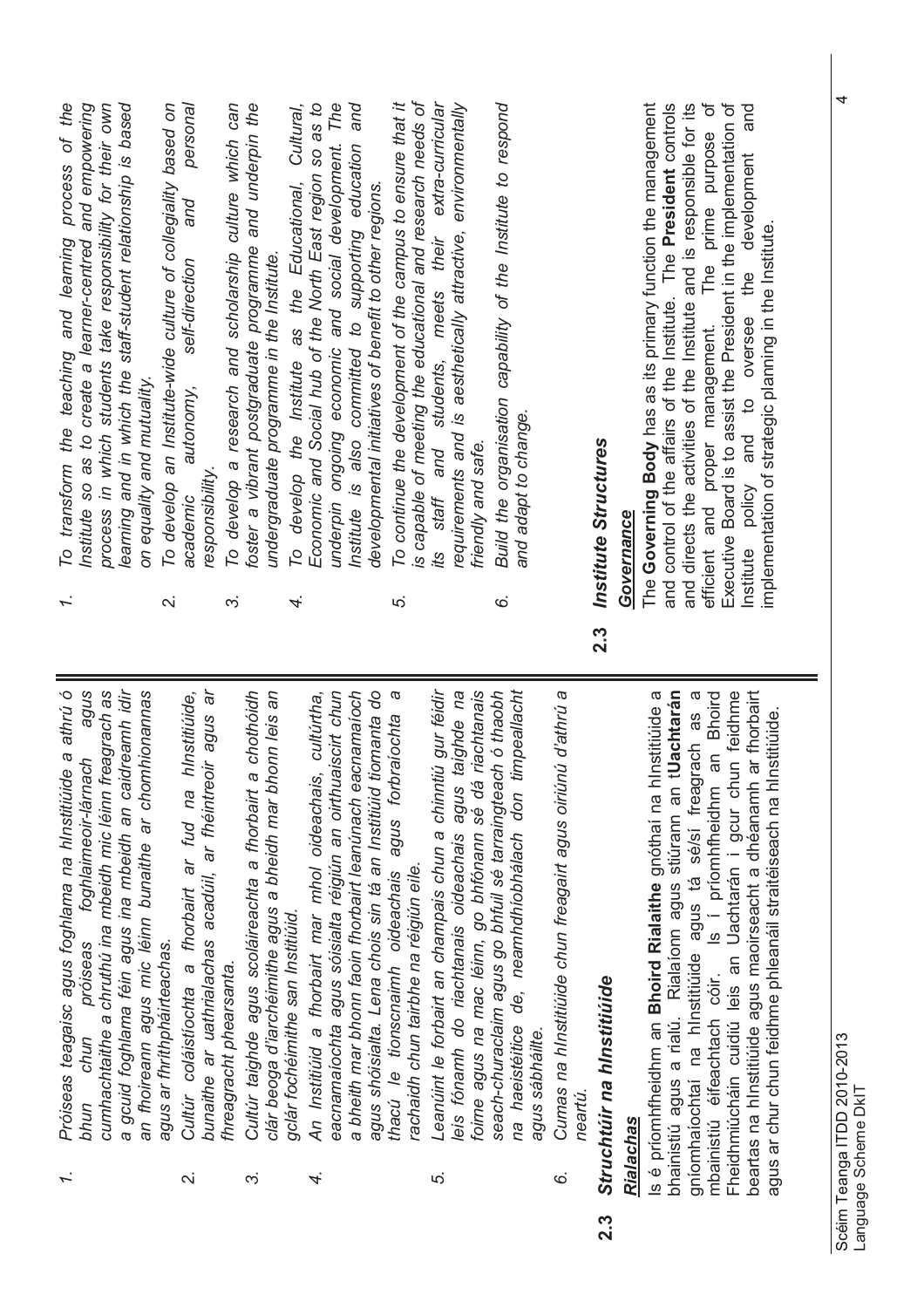1. *Próiseas teagaisc agus foghlama na hInstitiúide a athrú ó bhun chun próiseas foghlaimeoir-lárnach agus cumhachtaithe a chruthú ina mbeidh mic léinn freagrach as a gcuid foghlama féin agus ina mbeidh an caidreamh idir an fhoireann agus mic léinn bunaithe ar chomhionannas agus ar fhrithpháirteachas.*
2. *Cultúr coláistíochta a fhorbairt ar fud na hInstitiúide, bunaithe ar uathrialachas acadúil, ar fhéintreoir agus ar fhreagracht phearsanta.*
3. *Cultúr taighde agus scoláireachta a fhorbairt a chothóidh clár beoga d'iarchéimithe agus a bheidh mar bhonn leis an gclár fochéimithe san Institiúid.*
4. *An Institiúid a fhorbairt mar mhol oideachais, cultúrtha, eacnamaíochta agus sóisialta réigiún an oirthuaiscirt chun a bheith mar bhonn faoin fhorbairt leanúnach eacnamaíoch agus shóisialta. Lena chois sin tá an Institiúid tiomanta do thacú le tionscnaimh oideachais agus forbraíochta a rachaidh chun tairbhe na réigiún eile.*
5. *Leanúint le forbairt an champais chun a chinntiú gur féidir leis fónamh do riachtanais oideachais agus taighde na foirne agus na mac léinn, go bhfónann sé dá riachtanais seach-churaclaim agus go bhfuil sé tarraingteach ó thaobh na haeistéitice de, neamhdhíobhálach don timpeallacht agus sábháilte.*
6. *Cumas na hInstitiúide chun freagairt agus oiriúnú d'athrú a neartú.*

## 2.3 Struchtúir na hInstitiúide

### Rialachas

Is é príomhfheidhm an **Bhoird Rialaithe** gnóthaí na hInstitiúide a bhainistiú agus a rialú. Rialaíonn agus stiúrann an t**Uachtarán** gníomhaíochtaí na hInstitiúide agus tá sé/sí freagrach as a mbainistiú éifeachtach cóir. Is í príomhfheidhm an Bhoird Fheidhmiúcháin cuidiú leis an Uachtarán i gcur chun feidhme beartas na hInstitiúide agus maoirseacht a dhéanamh ar fhorbairt agus ar chur chun feidhme phleanáil straitéiseach na hInstitiúide.

1. *To transform the teaching and learning process of the Institute so as to create a learner-centred and empowering process in which students take responsibility for their own learning and in which the staff-student relationship is based on equality and mutuality.*
2. *To develop an Institute-wide culture of collegiality based on academic autonomy, self-direction and personal responsibility.*
3. *To develop a research and scholarship culture which can foster a vibrant postgraduate programme and underpin the undergraduate programme in the Institute.*
4. *To develop the Institute as the Educational, Cultural, Economic and Social hub of the North East region so as to underpin ongoing economic and social development. The Institute is also committed to supporting education and developmental initiatives of benefit to other regions.*
5. *To continue the development of the campus to ensure that it is capable of meeting the educational and research needs of its staff and students, meets their extra-curricular requirements and is aesthetically attractive, environmentally friendly and safe.*
6. *Build the organisation capability of the Institute to respond and adapt to change.*

## 2.3 Institute Structures

### Governance

The **Governing Body** has as its primary function the management and control of the affairs of the Institute. The **President** controls and directs the activities of the Institute and is responsible for its efficient and proper management. The prime purpose of Executive Board is to assist the President in the implementation of Institute policy and to oversee the development and implementation of strategic planning in the Institute.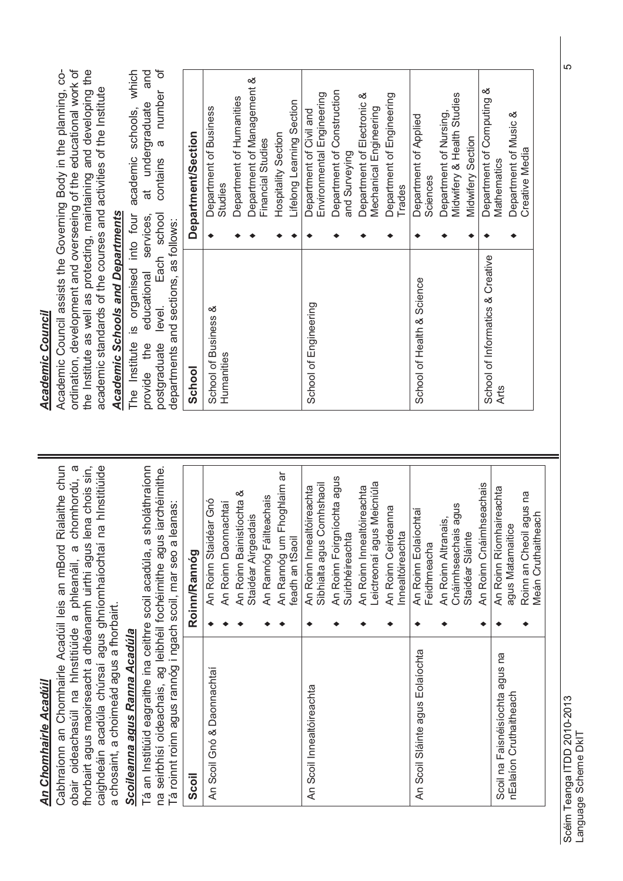## An Chomhairle Acadúil

Cabhraíonn an Chomhairle Acadúil leis an mBord Rialaithe chun obair oideachasúil na hInstitiúide a phleanáil, a chomhordú, a fhorbairt agus maoirseacht a dhéanamh uirthi agus lena chois sin, caighdeáin acadúla chúrsaí agus ghníomhaíochtaí na hInstitiúide a chosaint, a choimeád agus a fhorbairt.

### Scoileanna agus Ranna Acadúla

Tá an Institiúid eagraithe ina ceithre scoil acadúla, a sholáthraíonn na seirbhísí oideachais, ag leibhéil fochéimithe agus iarchéimithe. Tá roinnt roinn agus rannóg i ngach scoil, mar seo a leanas:

| Scoil | Roinn/Rannóg |
|---|---|
| An Scoil Gnó & Daonnachtaí | ◆ An Roinn Staidéar Gnó<br>◆ An Roinn Daonnachtaí<br>◆ An Roinn Bainistíochta & Staidéar Airgeadais<br>◆ An Rannóg Fáilteachais<br>◆ An Rannóg um Fhoghlaim ar feadh an tSaoil |
| An Scoil Innealtóireachta | ◆ An Roinn Innealtóireachta Sibhialta agus Comhshaoil<br>◆ An Roinn Foirgníochta agus Suirbhéireachta<br>◆ An Roinn Innealtóireachta Leictreonaí agus Meicniúla<br>◆ An Roinn Ceirdeanna Innealtóireachta |
| An Scoil Sláinte agus Eolaíochta | ◆ An Roinn Eolaíochtaí Feidhmeacha<br>◆ An Roinn Altranais, Cnáimhseachais agus Staidéar Sláinte<br>◆ An Roinn Cnáimhseachais |
| Scoil na Faisnéisíochta agus na nEalaíon Cruthaitheach | ◆ An Roinn Ríomhaireachta agus Matamaitice<br>◆ Roinn an Cheoil agus na Meán Cruthaitheach |

## Academic Council

Academic Council assists the Governing Body in the planning, co-ordination, development and overseeing of the educational work of the Institute as well as protecting, maintaining and developing the academic standards of the courses and activities of the Institute

### Academic Schools and Departments

The Institute is organised into four academic schools, which provide the educational services, at undergraduate and postgraduate level. Each school contains a number of departments and sections, as follows:

| School | Department/Section |
|---|---|
| School of Business & Humanities | ◆ Department of Business Studies<br>◆ Department of Humanities<br>◆ Department of Management & Financial Studies<br>◆ Hospitality Section<br>◆ Lifelong Learning Section |
| School of Engineering | ◆ Department of Civil and Environmental Engineering<br>◆ Department of Construction and Surveying<br>◆ Department of Electronic & Mechanical Engineering<br>◆ Department of Engineering Trades |
| School of Health & Science | ◆ Department of Applied Sciences<br>◆ Department of Nursing, Midwifery & Health Studies<br>◆ Midwifery Section |
| School of Informatics & Creative Arts | ◆ Department of Computing & Mathematics<br>◆ Department of Music & Creative Media |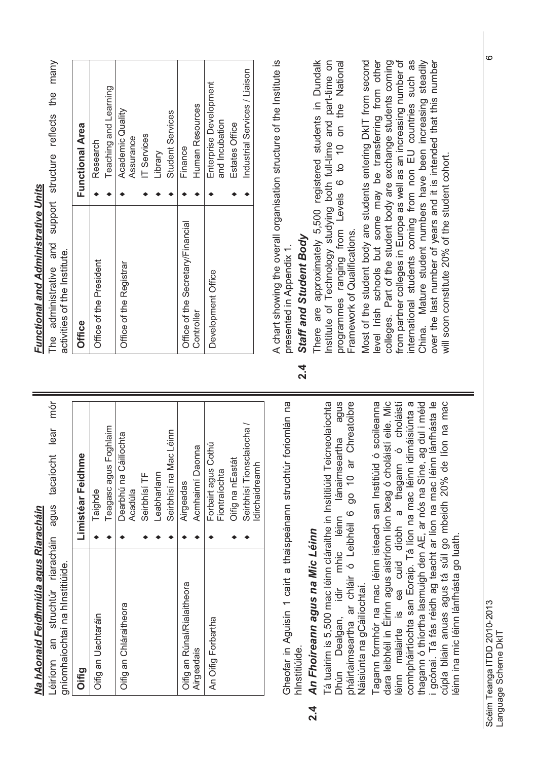## Na hAonaid Feidhmiúla agus Riaracháin

Léiríonn an struchtúr riaracháin agus tacaíocht lear mór gníomhaíochtaí na hInstitiúide.

| Oifig | Limistéar Feidhme |
|---|---|
| Oifig an Uachtaráin | ◆ Taighde<br>◆ Teagasc agus Foghlaim |
| Oifig an Chláraitheora | ◆ Dearbhú na Cáilíochta Acadúla<br>◆ Seirbhísí TF<br>◆ Leabharlann<br>◆ Seirbhísí na Mac Léinn |
| Oifig an Rúnaí/Rialaitheora Airgeadais | ◆ Airgeadas<br>◆ Acmhainní Daonna |
| An Oifig Forbartha | ◆ Forbairt agus Cothú Fiontraíochta<br>◆ Oifig na nEastát<br>◆ Seirbhísí Tionsclaíocha / Idirchaidreamh |

Gheofar in Aguisín 1 cairt a thaispeánann struchtúr foriomlán na hInstitiúide.

### 2.4 An Fhoireann agus na Mic Léinn

Tá tuairim is 5,500 mac léinn cláraithe in Insititiúid Teicneolaíochta Dhún Dealgan, idir mhic léinn lánaimseartha agus pháirtaimseartha ar chláir ó Leibhéil 6 go 10 ar Chreatoibre Náisiúnta na gCáilíochtaí.

Tagann formhór na mac léinn isteach san Institiúid ó scoileanna dara leibhéil in Éirinn agus aistríonn líon beag ó choláistí eile. Mic léinn malairte is ea cuid díobh a thagann ó choláistí comhpháirtíochta san Eoraip. Tá líon na mac léinn idirnáisiúnta a thagann ó thíortha lasmuigh den AE, ar nós na Síne, ag dul i méid i gcónaí. Tá fás réidh ag teacht ar líon na mac léinn lánfhásta le cúpla bliain anuas agus tá súil go mbeidh 20% de líon na mac léinn ina mic léinn lánfhásta go luath.

## Functional and Administrative Units

The administrative and support structure reflects the many activities of the Institute.

| Office | Functional Area |
|---|---|
| Office of the President | ◆ Research<br>◆ Teaching and Learning |
| Office of the Registrar | ◆ Academic Quality Assurance<br>◆ IT Services<br>◆ Library<br>◆ Student Services |
| Office of the Secretary/Financial Controller | ◆ Finance<br>◆ Human Resources |
| Development Office | ◆ Enterprise Development and Incubation<br>◆ Estates Office<br>◆ Industrial Services / Liaison |

A chart showing the overall organisation structure of the Institute is presented in Appendix 1.

### 2.4 Staff and Student Body

There are approximately 5,500 registered students in Dundalk Institute of Technology studying both full-time and part-time on programmes ranging from Levels 6 to 10 on the National Framework of Qualifications.

Most of the student body are students entering DkIT from second level Irish schools but some may be transferring from other colleges. Part of the student body are exchange students coming from partner colleges in Europe as well as an increasing number of international students coming from non EU countries such as China. Mature student numbers have been increasing steadily over the last number of years and it is intended that this number will soon constitute 20% of the student cohort.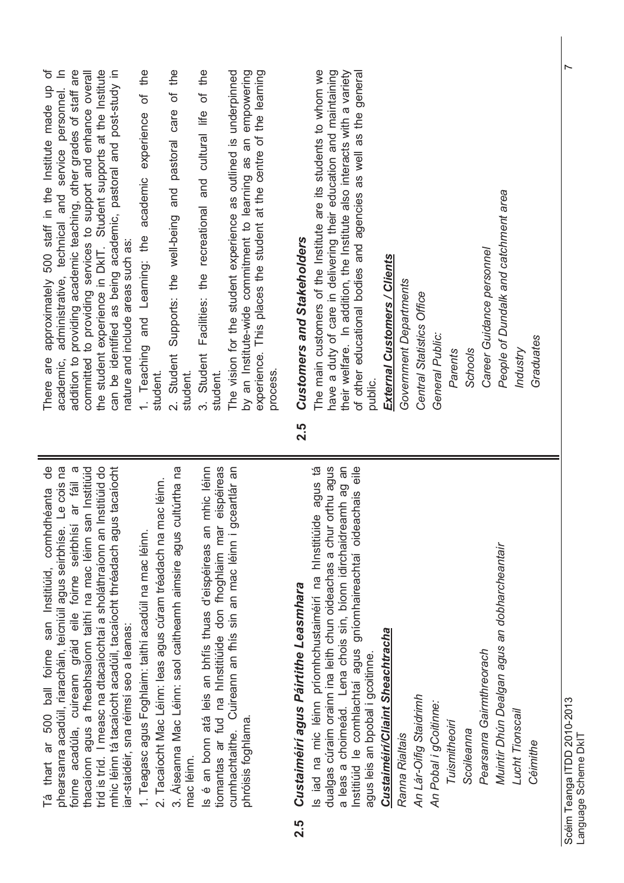Tá thart ar 500 ball foirne san Institiúid, comhdhéanta de phearsanra acadúil, riaracháin, teicniúil agus seirbhíse. Le cois na foirne acadúla, cuireann gráid eile foirne seirbhísí ar fáil a thacaíonn agus a fheabhsaíonn taithí na mac léinn san Institiúid tríd is tríd. I measc na dtacaíochtaí a sholáthraíonn an Institiúid do mhic léinn tá tacaíocht acadúil, tacaíocht thréadach agus tacaíocht iar-staidéir, sna réimsí seo a leanas:

1. Teagasc agus Foghlaim: taithí acadúil na mac léinn.

2. Tacaíocht Mac Léinn: leas agus cúram tréadach na mac léinn.

3. Áiseanna Mac Léinn: saol caitheamh aimsire agus cultúrtha na mac léinn.

Is é an bonn atá leis an bhfís thuas d'eispéireas an mhic léinn tiomantas ar fud na hInstitiúide don fhoghlaim mar eispéireas cumhachtaithe. Cuireann an fhís sin an mac léinn i gceartlár an phróisis foghlama.

## 2.5 *Custaiméirí agus Páirtithe Leasmhara*

Is iad na mic léinn príomhchustaiméirí na hInstitiúide agus tá dualgas cúraim orainn ina leith chun oideachas a chur orthu agus a leas a choimeád. Lena chois sin, bíonn idirchaidreamh ag an Institiúid le comhlachtaí agus gníomhaireachtaí oideachais eile agus leis an bpobal i gcoitinne.

***Custaiméirí/Cliaint Sheachtracha***

*Ranna Rialtais*

*An Lár-Oifig Staidrimh*

*An Pobal i gCoitinne:*

- *Tuismitheoirí*
- *Scoileanna*
- *Pearsanra Gairmthreorach*
- *Muintir Dhún Dealgan agus an dobharcheantair*
- *Lucht Tionscail*
- *Céimithe*

There are approximately 500 staff in the Institute made up of academic, administrative, technical and service personnel. In addition to providing academic teaching, other grades of staff are committed to providing services to support and enhance overall the student experience in DkIT. Student supports at the Institute can be identified as being academic, pastoral and post-study in nature and include areas such as:

1. Teaching and Learning: the academic experience of the student.

2. Student Supports: the well-being and pastoral care of the student.

3. Student Facilities: the recreational and cultural life of the student.

The vision for the student experience as outlined is underpinned by an Institute-wide commitment to learning as an empowering experience. This places the student at the centre of the learning process.

## 2.5 *Customers and Stakeholders*

The main customers of the Institute are its students to whom we have a duty of care in delivering their education and maintaining their welfare. In addition, the Institute also interacts with a variety of other educational bodies and agencies as well as the general public.

***External Customers / Clients***

*Government Departments*

*Central Statistics Office*

*General Public:*

- *Parents*
- *Schools*
- *Career Guidance personnel*
- *People of Dundalk and catchment area*
- *Industry*
- *Graduates*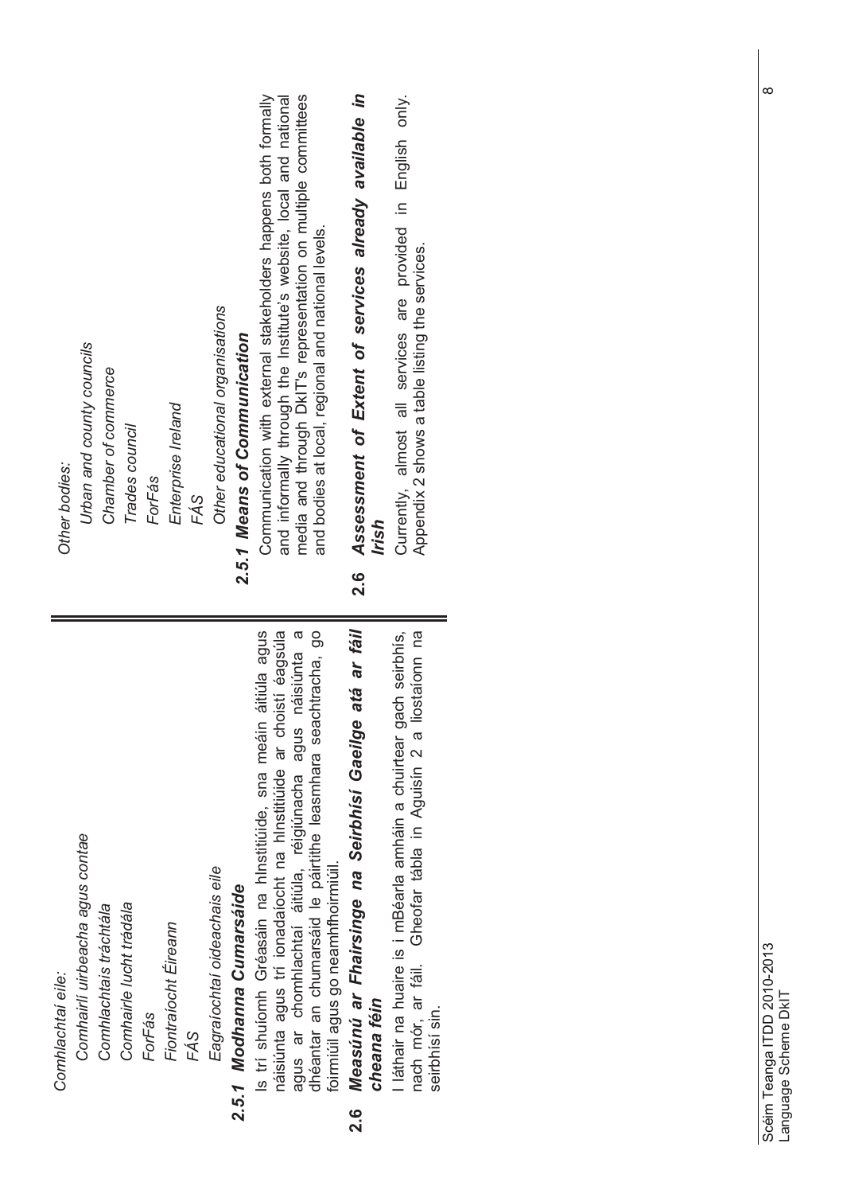*Comhlachtaí eile:*

*Comhairlí uirbeacha agus contae*

*Comhlachtais tráchtála*

*Comhairle lucht trádála*

*ForFás*

*Fiontraíocht Éireann*

*FÁS*

*Eagraíochtaí oideachais eile*

### 2.5.1 Modhanna Cumarsáide

Is trí shuíomh Gréasáin na hInstitiúide, sna meáin áitiúla agus náisiúnta agus trí ionadaíocht na hInstitiúide ar choistí éagsúla agus ar chomhlachtaí áitiúla, réigiúnacha agus náisiúnta a dhéantar an chumarsáid le páirtithe leasmhara seachtracha, go foirmiúil agus go neamhfhoirmiúil.

## 2.6 Measúnú ar Fhairsinge na Seirbhísí Gaeilge atá ar fáil cheana féin

I láthair na huaire is i mBéarla amháin a chuirtear gach seirbhís, nach mór, ar fáil. Gheofar tábla in Aguisín 2 a liostaíonn na seirbhísí sin.

*Other bodies:*

*Urban and county councils*

*Chamber of commerce*

*Trades council*

*ForFás*

*Enterprise Ireland*

*FÁS*

*Other educational organisations*

### 2.5.1 Means of Communication

Communication with external stakeholders happens both formally and informally through the Institute's website, local and national media and through DkIT's representation on multiple committees and bodies at local, regional and national levels.

## 2.6 Assessment of Extent of services already available in Irish

Currently, almost all services are provided in English only. Appendix 2 shows a table listing the services.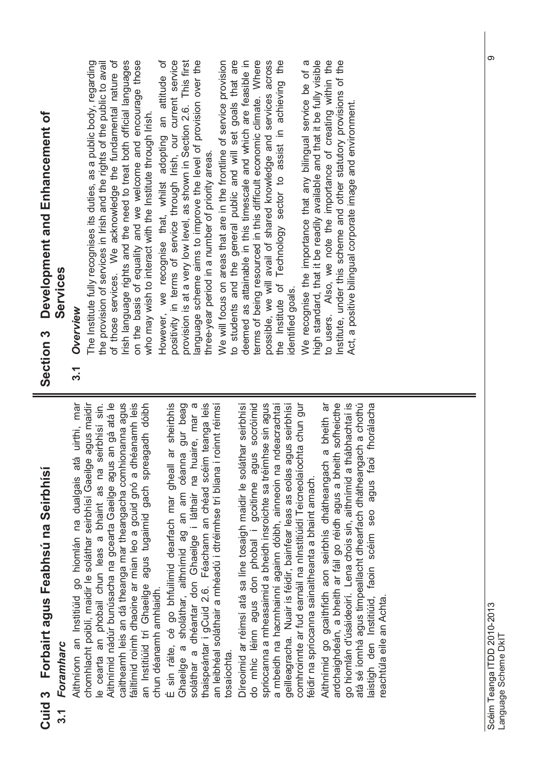# Cuid 3 Forbairt agus Feabhsú na Seirbhísí

## 3.1 *Foramharc*

Aithníonn an Institiúid go hiomlán na dualgais atá uirthi, mar chomhlacht poiblí, maidir le soláthar seirbhísí Gaeilge agus maidir le cearta an phobail chun leas a bhaint as na seirbhísí sin. Aithnímid nádúr bunúsacha na gcearta Gaeilge agus an gá atá le caitheamh leis an dá theanga mar theangacha comhionanna agus fáiltímid roimh dhaoine ar mian leo a gcuid gnó a dhéanamh leis an Institiúid trí Ghaeilge agus tugaimid gach spreagadh dóibh chun déanamh amhlaidh.

É sin ráite, cé go bhfuilimid dearfach mar gheall ar sheirbhís Ghaeilge a sholáthar, aithnímid ag an am céanna gur beag soláthar a dhéantar don Ghaeilge i láthair na huaire, mar a thaispeántar i gCuid 2.6. Féachann an chéad scéim teanga leis an leibhéal soláthair a mhéadú i dtréimhse trí bliana i roinnt réimsí tosaíochta.

Díreoimid ar réimsí atá sa líne tosaigh maidir le soláthar seirbhísí do mhic léinn agus don phobal i gcoitinne agus socróimid spriocanna a mheasaimid a bheidh insroichte sa tréimhse sin agus a mbeidh na hacmhainní againn dóibh, ainneoin na ndeacrachtaí geilleagracha. Nuair is féidir, bainfear leas as eolas agus seirbhísí comhroinnte ar fud earnáil na nInstitiúidí Teicneolaíochta chun gur féidir na spriocanna sainaitheanta a bhaint amach.

Aithnímid go gcaithfidh aon seirbhís dhátheangach a bheith ar ardchaighdeán, a bheith ar fáil go réidh agus a bheith sofheicthe go hiomlán d'úsáideoirí. Lena chois sin, aithnímid a thábhachtaí is atá sé íomhá agus timpeallacht dhearfach dhátheangach a chothú laistigh den Institiúid, faoin scéim seo agus faoi fhorálacha reachtúla eile an Achta.

# Section 3 Development and Enhancement of Services

## 3.1 *Overview*

The Institute fully recognises its duties, as a public body, regarding the provision of services in Irish and the rights of the public to avail of those services. We acknowledge the fundamental nature of Irish language rights and the need to treat both official languages on the basis of equality and we welcome and encourage those who may wish to interact with the Institute through Irish.

However, we recognise that, whilst adopting an attitude of positivity in terms of service through Irish, our current service provision is at a very low level, as shown in Section 2.6. This first language scheme aims to improve the level of provision over the three-year period in a number of priority areas.

We will focus on areas that are in the frontline of service provision to students and the general public and will set goals that are deemed as attainable in this timescale and which are feasible in terms of being resourced in this difficult economic climate. Where possible, we will avail of shared knowledge and services across the Institute of Technology sector to assist in achieving the identified goals.

We recognise the importance that any bilingual service be of a high standard, that it be readily available and that it be fully visible to users. Also, we note the importance of creating within the Institute, under this scheme and other statutory provisions of the Act, a positive bilingual corporate image and environment.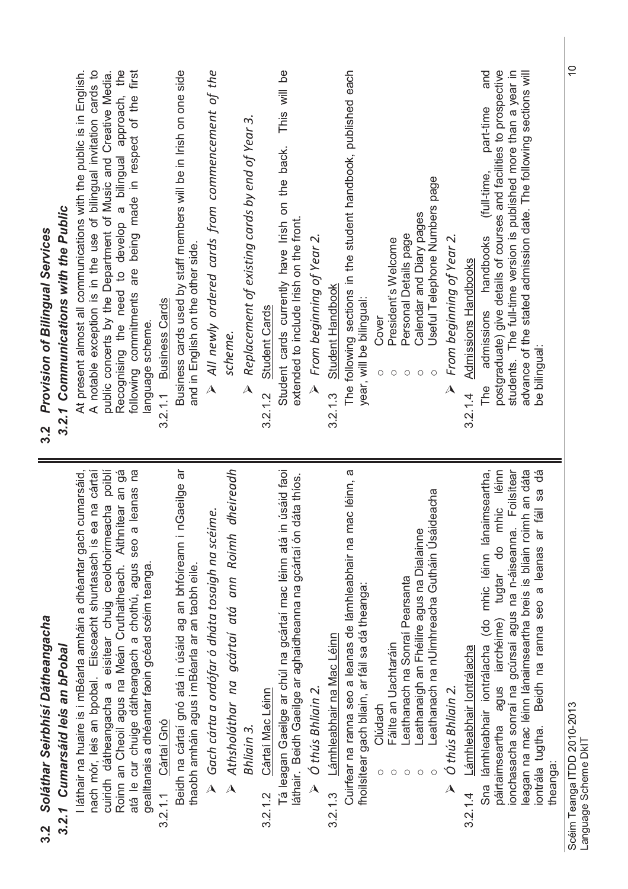## 3.2 Soláthar Seirbhísí Dátheangacha

### 3.2.1 Cumarsáid leis an bPobal

I láthair na huaire is i mBéarla amháin a dhéantar gach cumarsáid, nach mór, leis an bpobal. Eisceacht shuntasach is ea na cártaí cuiridh dátheangacha a eisítear chuig ceolchoirmeacha poiblí Roinn an Cheoil agus na Meán Cruthaitheach. Aithnítear an gá atá le cur chuige dátheangach a chothú, agus seo a leanas na gealltanais a dhéantar faoin gcéad scéim teanga.

3.2.1.1 Cártaí Gnó

Beidh na cártaí gnó atá in úsáid ag an bhfoireann i nGaeilge ar thaobh amháin agus i mBéarla ar an taobh eile.

- *Gach cárta a ordófar ó dháta tosaigh na scéime.*
- *Athsholáthar na gcártaí atá ann Roimh dheireadh Bhliain 3.*

3.2.1.2 Cártaí Mac Léinn

Tá leagan Gaeilge ar chúl na gcártaí mac léinn atá in úsáid faoi láthair. Beidh Gaeilge ar aghaidheanna na gcártaí ón dáta thíos.

- *Ó thús Bhliain 2.*

3.2.1.3 Lámhleabhair na Mac Léinn

Cuirfear na ranna seo a leanas de lámhleabhair na mac léinn, a fhoilsítear gach bliain, ar fáil sa dá theanga:

- Clúdach
- Fáilte an Uachtaráin
- Leathanach na Sonraí Pearsanta
- Leathanaigh an Fhéilire agus na Dialainne
- Leathanach na nUimhreacha Gutháin Úsáideacha

- *Ó thús Bhliain 2.*

3.2.1.4 Lámhleabhair Iontrálacha

Sna lámhleabhair iontrálacha (do mhic léinn lánaimseartha, páirtaimseartha agus iarchéime) tugtar do mhic léinn ionchasacha sonraí na gcúrsaí agus na n-áiseanna. Foilsítear leagan na mac léinn lánaimseartha breis is bliain roimh an dáta iontrála tugtha. Beidh na ranna seo a leanas ar fáil sa dá theanga:

## 3.2 Provision of Bilingual Services

### 3.2.1 Communications with the Public

At present almost all communications with the public is in English. A notable exception is in the use of bilingual invitation cards to public concerts by the Department of Music and Creative Media. Recognising the need to develop a bilingual approach, the following commitments are being made in respect of the first language scheme.

3.2.1.1 Business Cards

Business cards used by staff members will be in Irish on one side and in English on the other side.

- *All newly ordered cards from commencement of the scheme.*
- *Replacement of existing cards by end of Year 3.*

3.2.1.2 Student Cards

Student cards currently have Irish on the back. This will be extended to include Irish on the front.

- *From beginning of Year 2.*

3.2.1.3 Student Handbook

The following sections in the student handbook, published each year, will be bilingual:

- Cover
- President's Welcome
- Personal Details page
- Calendar and Diary pages
- Useful Telephone Numbers page

- *From beginning of Year 2.*

3.2.1.4 Admissions Handbooks

The admissions handbooks (full-time, part-time and postgraduate) give details of courses and facilities to prospective students. The full-time version is published more than a year in advance of the stated admission date. The following sections will be bilingual: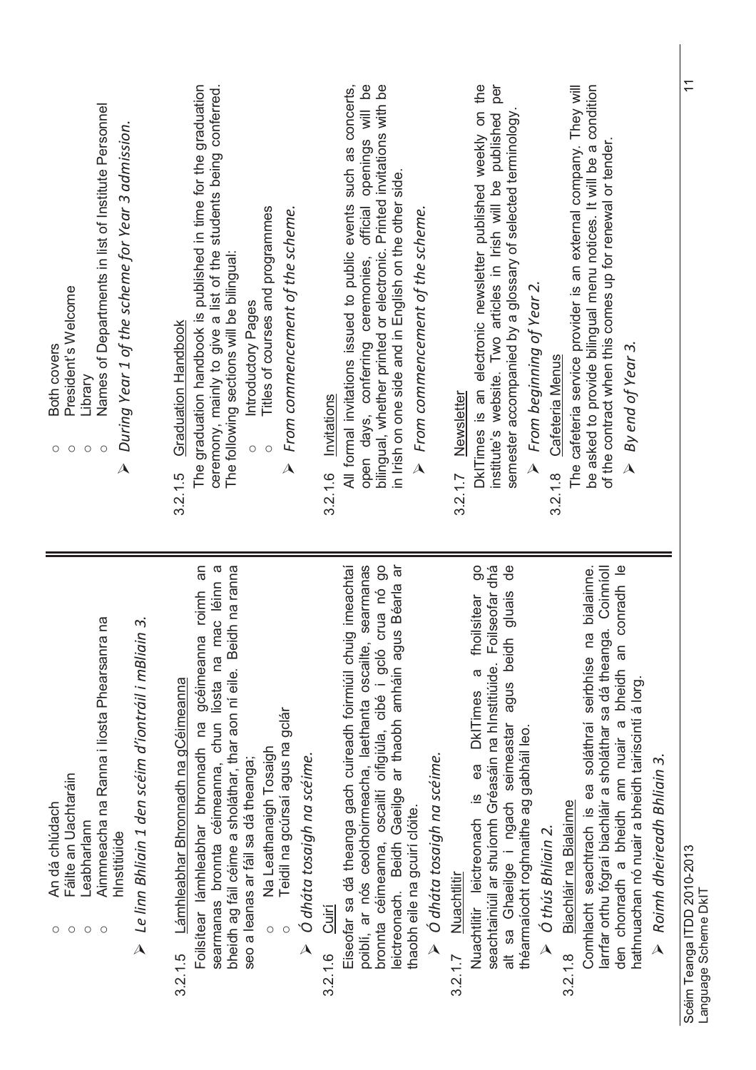- An dá chlúdach
- Fáilte an Uachtaráin
- Leabharlann
- Ainmneacha na Ranna i liosta Phearsanra na hInstitiúide

➤ *Le linn Bhliain 1 den sceím d'iontráil i mBliain 3.*

### 3.2.1.5 Lámhleabhar Bhronnadh na gCéimeanna

Foilsítear lámhleabhar bhronnadh na gcéimeanna roimh an searmanas bronnta céimeanna, chun liosta na mac léinn a bheidh ag fáil céime a sholáthar, thar aon ní eile. Beidh na ranna seo a leanas ar fáil sa dá theanga;

- Na Leathanaigh Tosaigh
- Teidil na gcúrsaí agus na gclár

➤ *Ó dháta tosaigh na sceíme.*

### 3.2.1.6 Cuirí

Eiseofar sa dá theanga gach cuireadh foirmiúil chuig imeachtaí poiblí, ar nós ceolchoirmeacha, laethanta oscailte, searmanas bronnta céimeanna, oscailtí oifigiúla, cibé i gcló crua nó go leictreonach. Beidh Gaeilge ar thaobh amháin agus Béarla ar thaobh eile na gcuirí clóite.

➤ *Ó dháta tosaigh na sceíme.*

### 3.2.1.7 Nuachtlitir

Nuachtlitir leictreonach is ea DkITimes a fhoilsítear go seachtainiúil ar shuíomh Gréasáin na hInstitiúide. Foilseofar dhá alt sa Ghaeilge i ngach seimeastar agus beidh gluais de théarmaíocht roghnaithe ag gabháil leo.

➤ *Ó thús Bhliain 2.*

### 3.2.1.8 Biachláir na Bialainne

Comhlacht seachtrach is ea soláthraí seirbhíse na bialainne. Iarrfar orthu fógraí biachláir a sholáthar sa dá theanga. Coinníoll den chonradh a bheidh ann nuair a bheidh an conradh le hathnuachan nó nuair a bheidh tairiscintí á lorg.

➤ *Roimh dheireadh Bhliain 3.*

- Both covers
- President's Welcome
- Library
- Names of Departments in list of Institute Personnel

➤ *During Year 1 of the scheme for Year 3 admission.*

### 3.2.1.5 Graduation Handbook

The graduation handbook is published in time for the graduation ceremony, mainly to give a list of the students being conferred. The following sections will be bilingual:

- Introductory Pages
- Titles of courses and programmes

➤ *From commencement of the scheme.*

### 3.2.1.6 Invitations

All formal invitations issued to public events such as concerts, open days, conferring ceremonies, official openings will be bilingual, whether printed or electronic. Printed invitations with be in Irish on one side and in English on the other side.

➤ *From commencement of the scheme.*

### 3.2.1.7 Newsletter

DkITimes is an electronic newsletter published weekly on the institute's website. Two articles in Irish will be published per semester accompanied by a glossary of selected terminology.

➤ *From beginning of Year 2.*

### 3.2.1.8 Cafeteria Menus

The cafeteria service provider is an external company. They will be asked to provide bilingual menu notices. It will be a condition of the contract when this comes up for renewal or tender.

➤ *By end of Year 3.*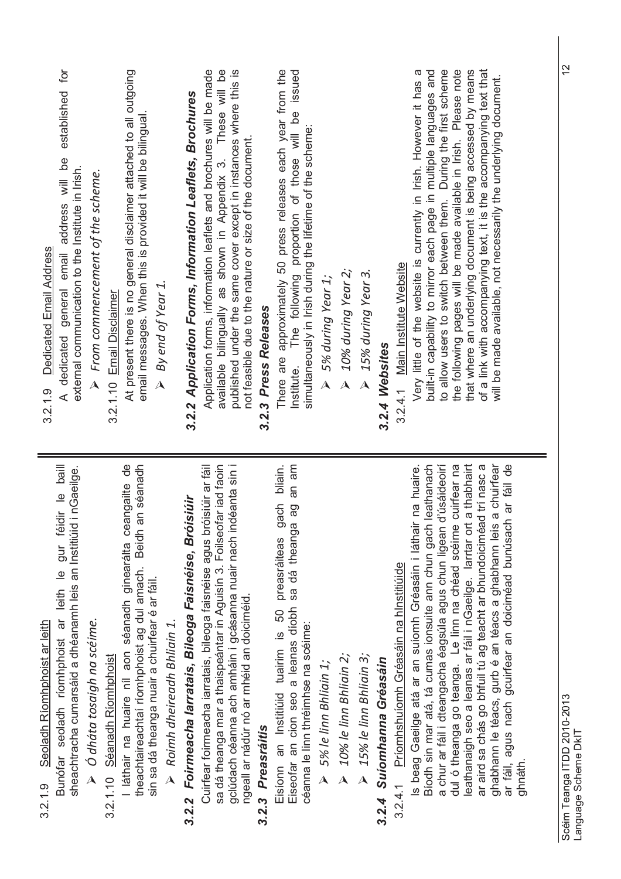3.2.1.9 Seoladh Ríomhphoist ar leith

Bunófar seoladh ríomhphoist ar leith le gur féidir le baill sheachtracha cumarsáid a dhéanamh leis an Institiúid i nGaeilge.

- *Ó dháta tosaigh na scéime.*

3.2.1.10 Séanadh Ríomhphoist

I láthair na huaire níl aon séanadh ginearálta ceangailte de theachtaireachtaí ríomhphoist ag dul amach. Beidh an séanadh sin sa dá theanga nuair a chuirfear é ar fáil.

- *Roimh dheireadh Bhliain 1.*

### 3.2.2 Foirmeacha Iarratais, Bileoga Faisnéise, Bróisiúir

Cuirfear foirmeacha iarratais, bileoga faisnéise agus bróisiúir ar fáil sa dá theanga mar a thaispeántar in Aguisín 3. Foilseofar iad faoin gclúdach céanna ach amháin i gcásanna nuair nach indéanta sin i ngeall ar nádúr nó ar mhéid an doiciméid.

### 3.2.3 Preasráitis

Eisíonn an Institiúid tuairim is 50 preasráiteas gach bliain. Eiseofar an cion seo a leanas díobh sa dá theanga ag an am céanna le linn thréimhse na scéime:

- *5% le linn Bhliain 1;*
- *10% le linn Bhliain 2;*
- *15% le linn Bhliain 3;*

### 3.2.4 Suíomhanna Gréasáin

3.2.4.1 Príomhshuíomh Gréasáin na hInstitiúide

Is beag Gaeilge atá ar an suíomh Gréasáin i láthair na huaire. Bíodh sin mar atá, tá cumas ionsuite ann chun gach leathanach a chur ar fáil i dteangacha éagsúla agus chun ligean d'úsáideoirí dul ó theanga go teanga. Le linn na chéad scéime cuirfear na leathanaigh seo a leanas ar fáil i nGaeilge. Iarrtar ort a thabhairt ar aird sa chás go bhfuil tú ag teacht ar bhundoiciméad trí nasc a ghabhann le téacs, gurb é an téacs a ghabhann leis a chuirfear ar fáil, agus nach gcuirfear an doiciméad bunúsach ar fáil de ghnáth.

3.2.1.9 Dedicated Email Address

A dedicated general email address will be established for external communication to the Institute in Irish.

- *From commencement of the scheme.*

3.2.1.10 Email Disclaimer

At present there is no general disclaimer attached to all outgoing email messages. When this is provided it will be bilingual.

- *By end of Year 1.*

### 3.2.2 Application Forms, Information Leaflets, Brochures

Application forms, information leaflets and brochures will be made available bilingually as shown in Appendix 3. These will be published under the same cover except in instances where this is not feasible due to the nature or size of the document.

### 3.2.3 Press Releases

There are approximately 50 press releases each year from the Institute. The following proportion of those will be issued simultaneously in Irish during the lifetime of the scheme:

- *5% during Year 1;*
- *10% during Year 2;*
- *15% during Year 3.*

### 3.2.4 Websites

3.2.4.1 Main Institute Website

Very little of the website is currently in Irish. However it has a built-in capability to mirror each page in multiple languages and to allow users to switch between them. During the first scheme the following pages will be made available in Irish. Please note that where an underlying document is being accessed by means of a link with accompanying text, it is the accompanying text that will be made available, not necessarily the underlying document.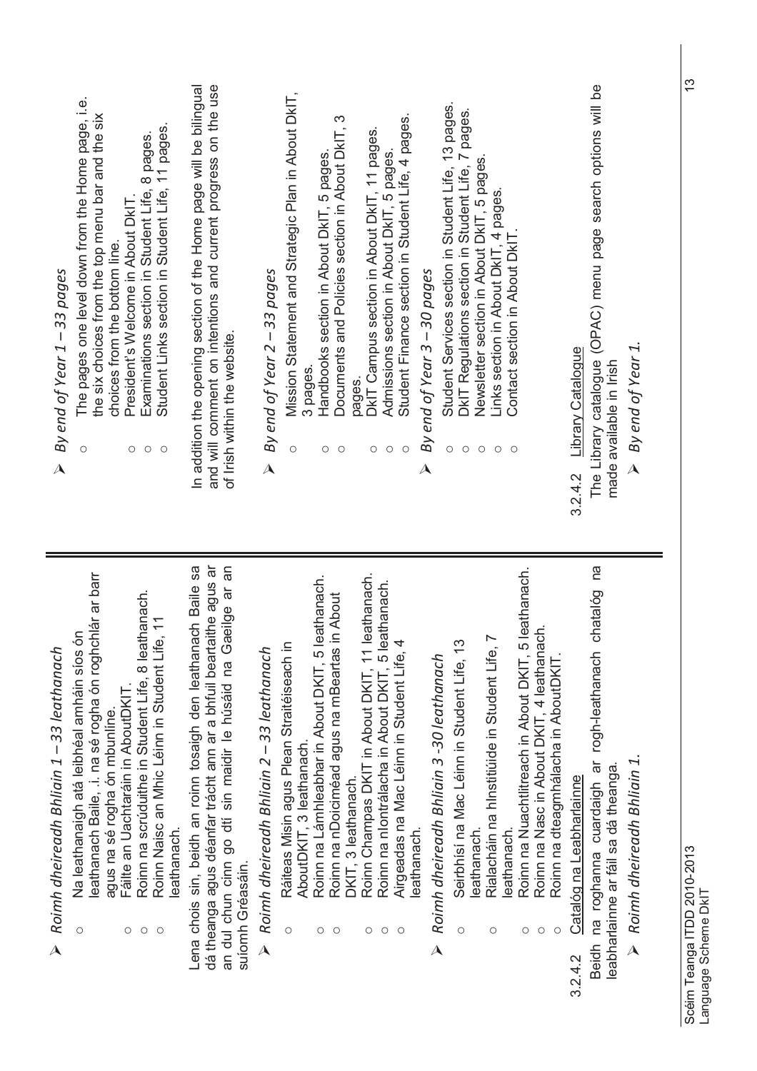- *Roimh dheireadh Bhliain 1 – 33 leathanach*
  - Na leathanaigh atá leibhéal amháin síos ón leathanach Baile, .i. na sé rogha ón roghchlár ar barr agus na sé rogha ón mbunlíne.
  - Fáilte an Uachtaráin in AboutDKIT.
  - Roinn na scrúduithe in Student Life, 8 leathanach.
  - Roinn Naisc an Mhic Léinn in Student Life, 11 leathanach.

Lena chois sin, beidh an roinn tosaigh den leathanach Baile sa dá theanga agus déanfar trácht ann ar a bhfuil beartaithe agus ar an dul chun cinn go dtí sin maidir le húsáid na Gaeilge ar an suíomh Gréasáin.

- *Roimh dheireadh Bhliain 2 – 33 leathanach*
  - Ráiteas Misin agus Plean Straitéiseach in AboutDKIT, 3 leathanach.
  - Roinn na Lámhleabhar in About DKIT, 5 leathanach.
  - Roinn na nDoiciméad agus na mBeartas in About DKIT, 3 leathanach.
  - Roinn Champas DKIT in About DKIT, 11 leathanach.
  - Roinn na nIontrálacha in About DKIT, 5 leathanach.
  - Airgeadas na Mac Léinn in Student Life, 4 leathanach.

- *Roimh dheireadh Bhliain 3 -30 leathanach*
  - Seirbhísí na Mac Léinn in Student Life, 13 leathanach.
  - Rialacháin na hInstitiúide in Student Life, 7 leathanach.
  - Roinn na Nuachtlitreach in About DKIT, 5 leathanach.
  - Roinn na Nasc in About DKIT, 4 leathanach.
  - Roinn na dteagmhálacha in AboutDKIT.

3.2.4.2 Catalóg na Leabharlainne

Beidh na roghanna cuardaigh ar rogh-leathanach chatalóg na leabharlainne ar fáil sa dá theanga.

- *Roimh dheireadh Bhliain 1.*

- *By end of Year 1 – 33 pages*
  - The pages one level down from the Home page, i.e. the six choices from the top menu bar and the six choices from the bottom line.
  - President's Welcome in About DkIT.
  - Examinations section in Student Life, 8 pages.
  - Student Links section in Student Life, 11 pages.

In addition the opening section of the Home page will be bilingual and will comment on intentions and current progress on the use of Irish within the website.

- *By end of Year 2 – 33 pages*
  - Mission Statement and Strategic Plan in About DkIT, 3 pages.
  - Handbooks section in About DkIT, 5 pages.
  - Documents and Policies section in About DkIT, 3 pages.
  - DkIT Campus section in About DkIT, 11 pages.
  - Admissions section in About DkIT, 5 pages.
  - Student Finance section in Student Life, 4 pages.

- *By end of Year 3 – 30 pages*
  - Student Services section in Student Life, 13 pages.
  - DkIT Regulations section in Student Life, 7 pages.
  - Newsletter section in About DkIT, 5 pages.
  - Links section in About DkIT, 4 pages.
  - Contact section in About DkIT.

3.2.4.2 Library Catalogue

The Library catalogue (OPAC) menu page search options will be made available in Irish

- *By end of Year 1.*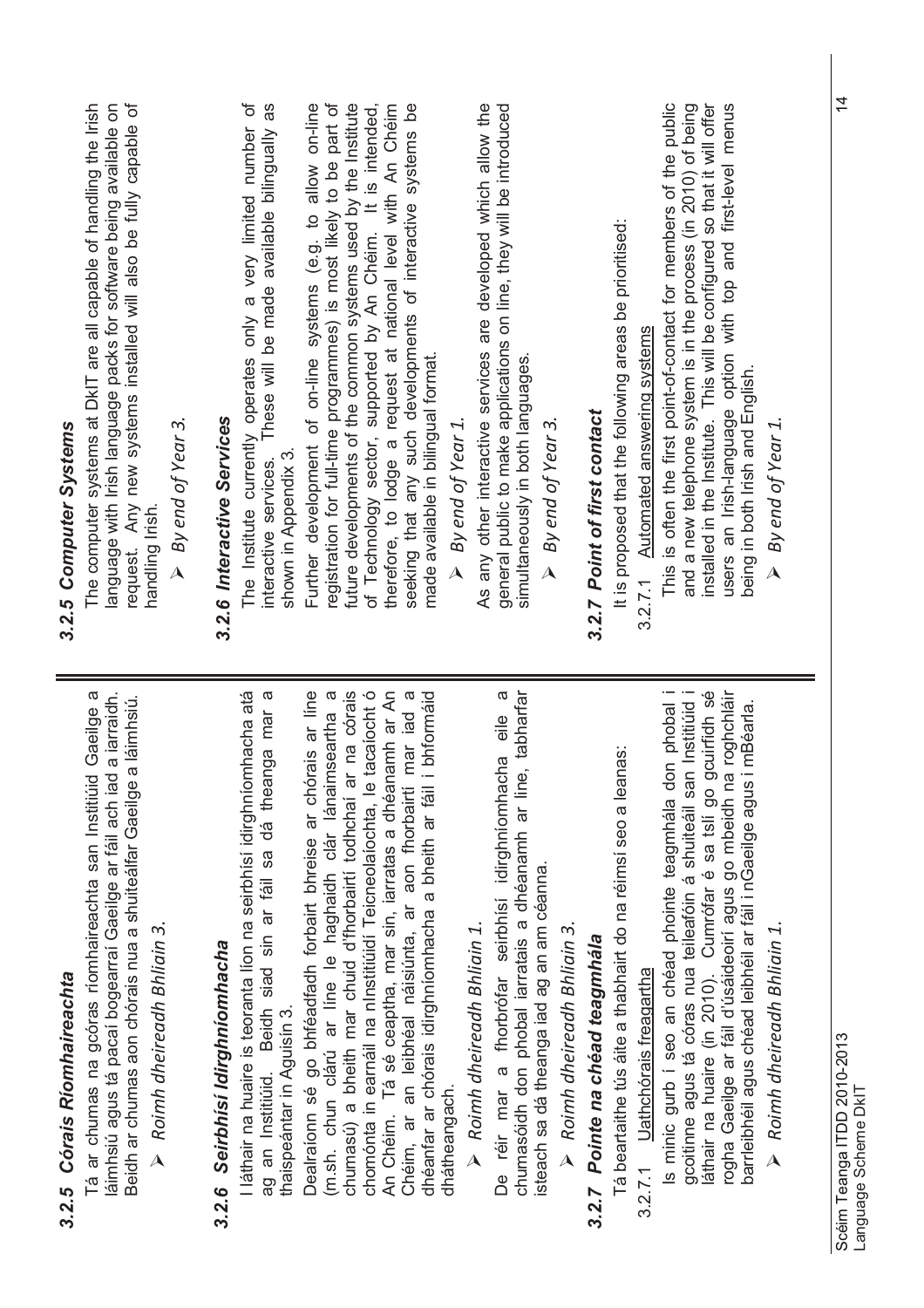### 3.2.5 Córais Ríomhaireachta

Tá ar chumas na gcóras ríomhaireachta san Institiúid Gaeilge a láimhsiú agus tá pacaí bogearraí Gaeilge ar fáil ach iad a iarraidh. Beidh ar chumas aon chórais nua a shuiteálfar Gaeilge a láimhsiú.

➢ *Roimh dheireadh Bhliain 3.*

### 3.2.6 Seirbhísí Idirghníomhacha

I láthair na huaire is teoranta líon na seirbhísí idirghníomhacha atá ag an Institiúid. Beidh siad sin ar fáil sa dá theanga mar a thaispeántar in Aguisín 3.

Dealraíonn sé go bhféadfadh forbairt bhreise ar chórais ar líne (m.sh. chun clárú ar líne le haghaidh clár lánaimseartha a chumasú) a bheith mar chuid d'fhorbairtí todhchaí ar na córais chomónta in earnáil na nInstitiúidí Teicneolaíochta, le tacaíocht ó An Chéim. Tá sé ceaptha, mar sin, iarratas a dhéanamh ar An Chéim, ar an leibhéal náisiúnta, ar aon fhorbairtí mar iad a dhéanfar ar chórais idirghníomhacha a bheith ar fáil i bhformáid dhátheangach.

➢ *Roimh dheireadh Bhliain 1.*

De réir mar a fhorbrófar seirbhísí idirghníomhacha eile a chumasóidh don phobal iarratais a dhéanamh ar líne, tabharfar isteach sa dá theanga iad ag an am céanna.

➢ *Roimh dheireadh Bhliain 3.*

### 3.2.7 Pointe na chéad teagmhála

Tá beartaithe tús áite a thabhairt do na réimsí seo a leanas:

3.2.7.1 Uathchórais freagartha

Is minic gurb í seo an chéad phointe teagmhála don phobal i gcoitinne agus tá córas nua teileafóin á shuiteáil san Institiúid i láthair na huaire (in 2010). Cumrófar é sa tslí go gcuirfidh sé rogha Gaeilge ar fáil d'úsáideoirí agus go mbeidh na roghchláir barrleibhéil agus chéad leibhéil ar fáil i nGaeilge agus i mBéarla.

➢ *Roimh dheireadh Bhliain 1.*

### 3.2.5 Computer Systems

The computer systems at DkIT are all capable of handling the Irish language with Irish language packs for software being available on request. Any new systems installed will also be fully capable of handling Irish.

➢ *By end of Year 3.*

### 3.2.6 Interactive Services

The Institute currently operates only a very limited number of interactive services. These will be made available bilingually as shown in Appendix 3.

Further development of on-line systems (e.g. to allow on-line registration for full-time programmes) is most likely to be part of future developments of the common systems used by the Institute of Technology sector, supported by An Chéim. It is intended, therefore, to lodge a request at national level with An Chéim seeking that any such developments of interactive systems be made available in bilingual format.

➢ *By end of Year 1.*

As any other interactive services are developed which allow the general public to make applications on line, they will be introduced simultaneously in both languages.

➢ *By end of Year 3.*

### 3.2.7 Point of first contact

It is proposed that the following areas be prioritised:

3.2.7.1 Automated answering systems

This is often the first point-of-contact for members of the public and a new telephone system is in the process (in 2010) of being installed in the Institute. This will be configured so that it will offer users an Irish-language option with top and first-level menus being in both Irish and English.

➢ *By end of Year 1.*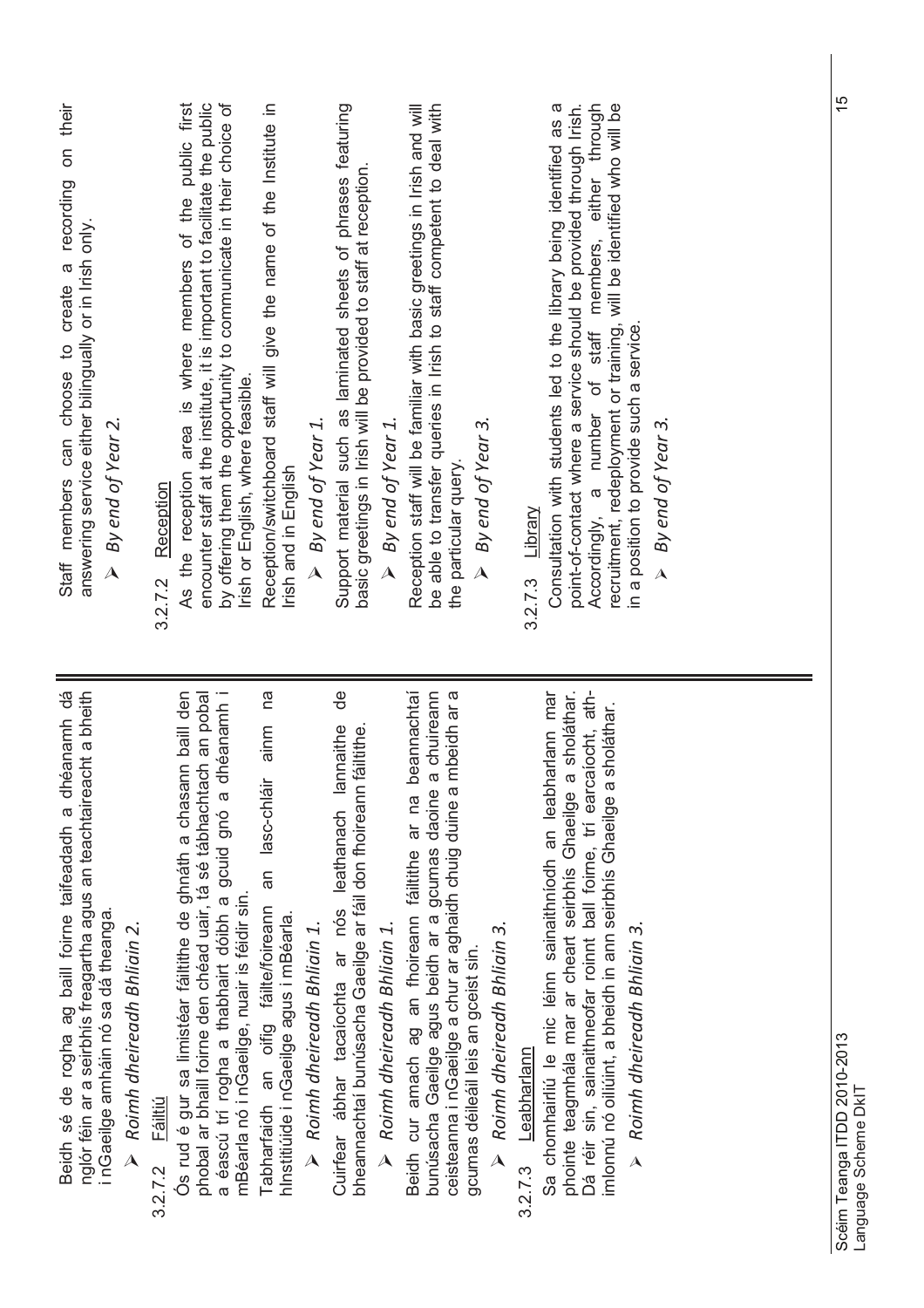Beidh sé de rogha ag baill foirne taifeadadh a dhéanamh dá nglór féin ar a seirbhís freagartha agus an teachtaireacht a bheith i nGaeilge amháin nó sa dá theanga.

- *Roimh dheireadh Bhliain 2.*

### 3.2.7.2 Fáiltiú

Ós rud é gur sa limistéar fáiltithe de ghnáth a chasann baill den phobal ar bhaill foirne den chéad uair, tá sé tábhachtach an pobal a éascú trí rogha a thabhairt dóibh a gcuid gnó a dhéanamh i mBéarla nó i nGaeilge, nuair is féidir sin.

Tabharfaidh an oifig fáilte/foireann an lasc-chláir ainm na hInstitiúide i nGaeilge agus i mBéarla.

- *Roimh dheireadh Bhliain 1.*

Cuirfear ábhar tacaíochta ar nós leathanach lannaithe de bheannachtaí bunúsacha Gaeilge ar fáil don fhoireann fáiltithe.

- *Roimh dheireadh Bhliain 1.*

Beidh cur amach ag an fhoireann fáiltithe ar na beannachtaí bunúsacha Gaeilge agus beidh ar a gcumas daoine a chuireann ceisteanna i nGaeilge a chur ar aghaidh chuig duine a mbeidh ar a gcumas déileáil leis an gceist sin.

- *Roimh dheireadh Bhliain 3.*

### 3.2.7.3 Leabharlann

Sa chomhairliú le mic léinn sainaithníodh an leabharlann mar phointe teagmhála mar ar cheart seirbhís Ghaeilge a sholáthar. Dá réir sin, sainaithneofar roinnt ball foirne, trí earcaíocht, athimlonnú nó oiliúint, a bheidh in ann seirbhís Ghaeilge a sholáthar.

- *Roimh dheireadh Bhliain 3.*

Staff members can choose to create a recording on their answering service either bilingually or in Irish only.

- *By end of Year 2.*

### 3.2.7.2 Reception

As the reception area is where members of the public first encounter staff at the institute, it is important to facilitate the public by offering them the opportunity to communicate in their choice of Irish or English, where feasible.

Reception/switchboard staff will give the name of the Institute in Irish and in English

- *By end of Year 1.*

Support material such as laminated sheets of phrases featuring basic greetings in Irish will be provided to staff at reception.

- *By end of Year 1.*

Reception staff will be familiar with basic greetings in Irish and will be able to transfer queries in Irish to staff competent to deal with the particular query.

- *By end of Year 3.*

### 3.2.7.3 Library

Consultation with students led to the library being identified as a point-of-contact where a service should be provided through Irish. Accordingly, a number of staff members, either through recruitment, redeployment or training, will be identified who will be in a position to provide such a service.

- *By end of Year 3.*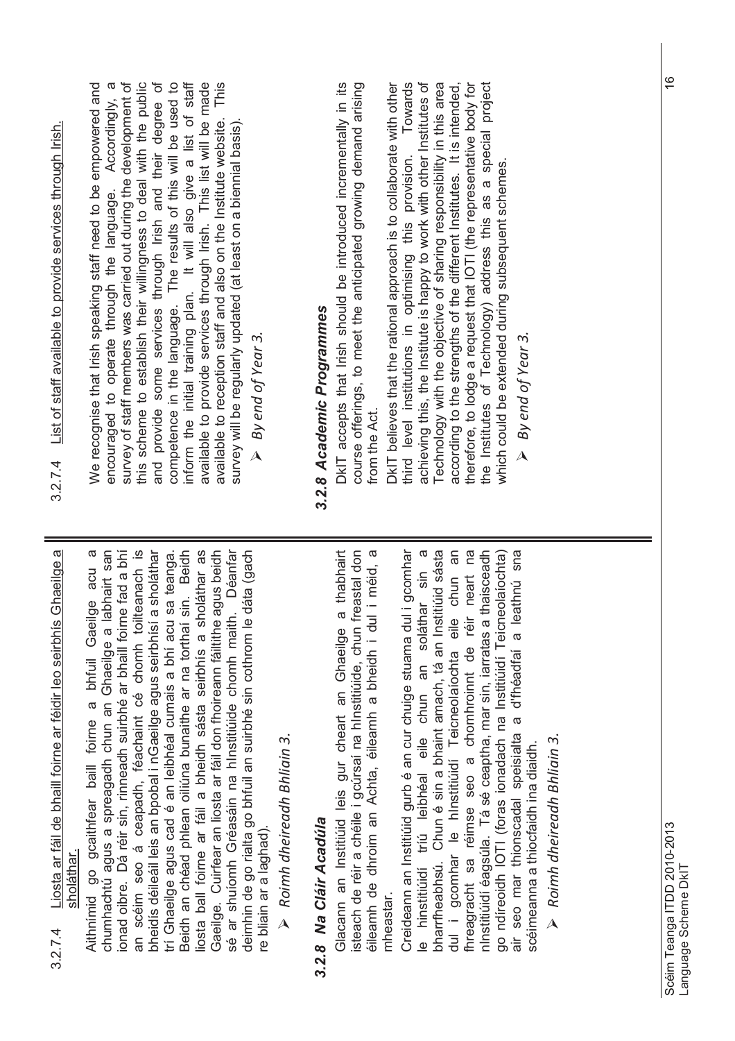### 3.2.7.4 Liosta ar fáil de bhaill foirne ar féidir leo seirbhís Ghaeilge a sholáthar.

Aithnímid go gcaithfear baill foirne a bhfuil Gaeilge acu a chumhachtú agus a spreagadh chun an Ghaeilge a labhairt san ionad oibre. Dá réir sin, rinneadh suirbhé ar bhaill foirne fad a bhí an scéim seo á ceapadh, féachaint cé chomh toilteanach is bheidís déileáil leis an bpobal i nGaeilge agus seirbhísí a sholáthar trí Ghaeilge agus cad é an leibhéal cumais a bhí acu sa teanga. Beidh an chéad phlean oiliúna bunaithe ar na torthaí sin. Beidh liosta ball foirne ar fáil a bheidh sásta seirbhís a sholáthar as Gaeilge. Cuirfear an liosta ar fáil don fhoireann fáiltithe agus beidh sé ar shuíomh Gréasáin na hInstitiúide chomh maith. Déanfar deimhin de go rialta go bhfuil an suirbhé sin cothrom le dáta (gach re bliain ar a laghad).

- *Roimh dheireadh Bhliain 3.*

### 3.2.8 *Na Cláir Acadúla*

Glacann an Institiúid leis gur cheart an Ghaeilge a thabhairt isteach de réir a chéile i gcúrsaí na hInstitiúide, chun freastal don éileamh de dhroim an Achta, éileamh a bheidh i dul i méid, a mheastar.

Creideann an Institiúid gurb é an cur chuige stuama dul i gcomhar le hinstitiúidí tríú leibhéal eile chun an soláthar sin a bharrfheabhsú. Chun é sin a bhaint amach, tá an Institiúid sásta dul i gcomhar le hInstitiúidí Teicneolaíochta eile chun an fhreagracht sa réimse seo a chomhroinnt de réir neart na nInstitiúidí éagsúla. Tá sé ceaptha, mar sin, iarratas a thaisceadh go ndíreoidh IOTI (foras ionadach na Institiúidí Teicneolaíochta) air seo mar thionscadal speisialta a d'fhéadfaí a leathnú sna scéimeanna a thiocfaidh ina diaidh.

- *Roimh dheireadh Bhliain 3.*

### 3.2.7.4 List of staff available to provide services through Irish.

We recognise that Irish speaking staff need to be empowered and encouraged to operate through the language. Accordingly, a survey of staff members was carried out during the development of this scheme to establish their willingness to deal with the public and provide some services through Irish and their degree of competence in the language. The results of this will be used to inform the initial training plan. It will also give a list of staff available to provide services through Irish. This list will be made available to reception staff and also on the Institute website. This survey will be regularly updated (at least on a biennial basis).

- *By end of Year 3.*

### 3.2.8 *Academic Programmes*

DkIT accepts that Irish should be introduced incrementally in its course offerings, to meet the anticipated growing demand arising from the Act.

DkIT believes that the rational approach is to collaborate with other third level institutions in optimising this provision. Towards achieving this, the Institute is happy to work with other Institutes of Technology with the objective of sharing responsibility in this area according to the strengths of the different Institutes. It is intended, therefore, to lodge a request that IOTI (the representative body for the Institutes of Technology) address this as a special project which could be extended during subsequent schemes.

- *By end of Year 3.*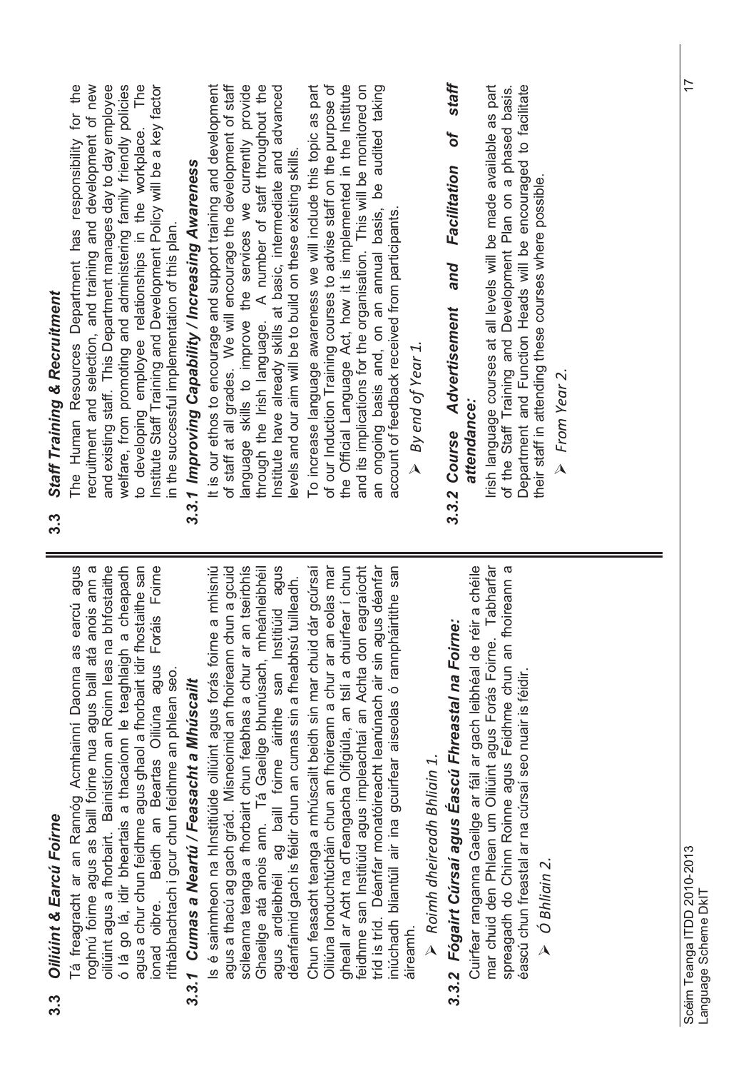## 3.3 Oiliúint & Earcú Foirne

Tá freagracht ar an Rannóg Acmhainní Daonna as earcú agus roghnú foirne agus as baill foirne nua agus baill atá anois ann a oiliúint agus a fhorbairt. Bainistíonn an Roinn leas na bhfostaithe ó lá go lá, idir bheartais a thacaíonn le teaghlaigh a cheapadh agus a chur chun feidhme agus ghaol a fhorbairt idir fhostaithe san ionad oibre. Beidh an Beartas Oiliúna agus Forás Foirne ríthábhachtach i gcur chun feidhme an phlean seo.

### 3.3.1 Cumas a Neartú / Feasacht a Mhúscailt

Is é sainmheon na hInstitiúide oiliúint agus forás foirne a mhisniú agus a thacú ag gach grád. Misneoimid an fhoireann chun a gcuid scileanna teanga a fhorbairt chun feabhas a chur ar an tseirbhís Ghaeilge atá anois ann. Tá Gaeilge bhunúsach, mheánleibhéil agus ardleibhéil ag baill foirne áirithe san Institiúid agus déanfaimid gach is féidir chun an cumas sin a fheabhsú tuilleadh.

Chun feasacht teanga a mhúscailt beidh sin mar chuid dár gcúrsaí Oiliúna Ionduchtúcháin chun an fhoireann a chur ar an eolas mar gheall ar Acht na dTeangacha Oifigiúla, an tslí a chuirfear i chun feidhme san Institiúid agus impleachtaí an Achta don eagraíocht tríd is tríd. Déanfar monatóireacht leanúnach air sin agus déanfar iniúchadh bliantúil air ina gcuirfear aiseolas ó rannpháirtithe san áireamh.

- *Roimh dheireadh Bhliain 1.*

### 3.3.2 Fógairt Cúrsaí agus Éascú Fhreastal na Foirne:

Cuirfear ranganna Gaeilge ar fáil ar gach leibhéal de réir a chéile mar chuid den Phlean um Oiliúint agus Forás Foirne. Tabharfar spreagadh do Chinn Roinne agus Feidhme chun an fhoireann a éascú chun freastal ar na cúrsaí seo nuair is féidir.

- *Ó Bhliain 2.*

## 3.3 Staff Training & Recruitment

The Human Resources Department has responsibility for the recruitment and selection, and training and development of new and existing staff. This Department manages day to day employee welfare, from promoting and administering family friendly policies to developing employee relationships in the workplace. The Institute Staff Training and Development Policy will be a key factor in the successful implementation of this plan.

### 3.3.1 Improving Capability / Increasing Awareness

It is our ethos to encourage and support training and development of staff at all grades. We will encourage the development of staff language skills to improve the services we currently provide through the Irish language. A number of staff throughout the Institute have already skills at basic, intermediate and advanced levels and our aim will be to build on these existing skills.

To increase language awareness we will include this topic as part of our Induction Training courses to advise staff on the purpose of the Official Language Act, how it is implemented in the Institute and its implications for the organisation. This will be monitored on an ongoing basis and, on an annual basis, be audited taking account of feedback received from participants.

- *By end of Year 1.*

### 3.3.2 Course Advertisement and Facilitation of staff attendance:

Irish language courses at all levels will be made available as part of the Staff Training and Development Plan on a phased basis. Department and Function Heads will be encouraged to facilitate their staff in attending these courses where possible.

- *From Year 2.*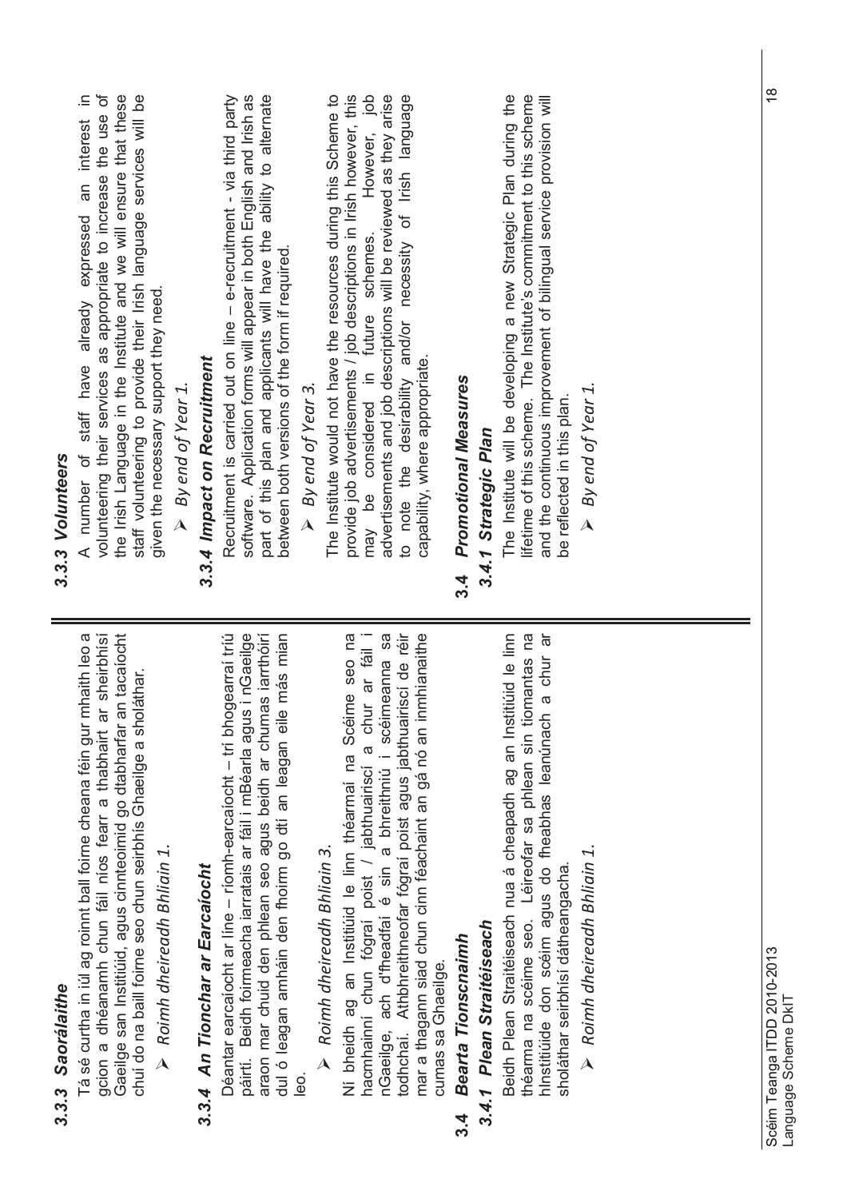### 3.3.3 Saorálaithe

Tá sé curtha in iúl ag roinnt ball foirne cheana féin gur mhaith leo a gcion a dhéanamh chun fáil níos fearr a thabhairt ar sheirbhísí Gaeilge san Institiúid, agus cinnteoimid go dtabharfar an tacaíocht chuí do na baill foirne seo chun seirbhís Ghaeilge a sholáthar.

➢ *Roimh dheireadh Bhliain 1.*

### 3.3.4 An Tionchar ar Earcaíocht

Déantar earcaíocht ar líne – ríomh-earcaíocht – trí bhogearraí tríú páirtí. Beidh foirmeacha iarratais ar fáil i mBéarla agus i nGaeilge araon mar chuid den phlean seo agus beidh ar chumas iarrthóirí dul ó leagan amháin den fhoirm go dtí an leagan eile más mian leo.

➢ *Roimh dheireadh Bhliain 3.*

Ní bheidh ag an Institiúid le linn théarmaí na Scéime seo na hacmhainní chun fógraí poist / jabthuairiscí a chur ar fáil i nGaeilge, ach d'fheadfaí é sin a bhreithniú i scéimeanna sa todhchaí. Athbhreithneofar fógraí poist agus jabthuairiscí de réir mar a thagann siad chun cinn féachaint an gá nó an inmhianaithe cumas sa Ghaeilge.

## 3.4 Bearta Tionscnaimh

### 3.4.1 Plean Straitéiseach

Beidh Plean Straitéiseach nua á cheapadh ag an Institiúid le linn théarma na scéime seo. Léireofar sa phlean sin tiomantas na hInstitiúide don scéim agus do fheabhas leanúnach a chur ar sholáthar seirbhísí dátheangacha.

➢ *Roimh dheireadh Bhliain 1.*

### 3.3.3 Volunteers

A number of staff have already expressed an interest in volunteering their services as appropriate to increase the use of the Irish Language in the Institute and we will ensure that these staff volunteering to provide their Irish language services will be given the necessary support they need.

➢ *By end of Year 1.*

### 3.3.4 Impact on Recruitment

Recruitment is carried out on line – e-recruitment - via third party software. Application forms will appear in both English and Irish as part of this plan and applicants will have the ability to alternate between both versions of the form if required.

➢ *By end of Year 3.*

The Institute would not have the resources during this Scheme to provide job advertisements / job descriptions in Irish however, this may be considered in future schemes. However, job advertisements and job descriptions will be reviewed as they arise to note the desirability and/or necessity of Irish language capability, where appropriate.

## 3.4 Promotional Measures

### 3.4.1 Strategic Plan

The Institute will be developing a new Strategic Plan during the lifetime of this scheme. The Institute's commitment to this scheme and the continuous improvement of bilingual service provision will be reflected in this plan.

➢ *By end of Year 1.*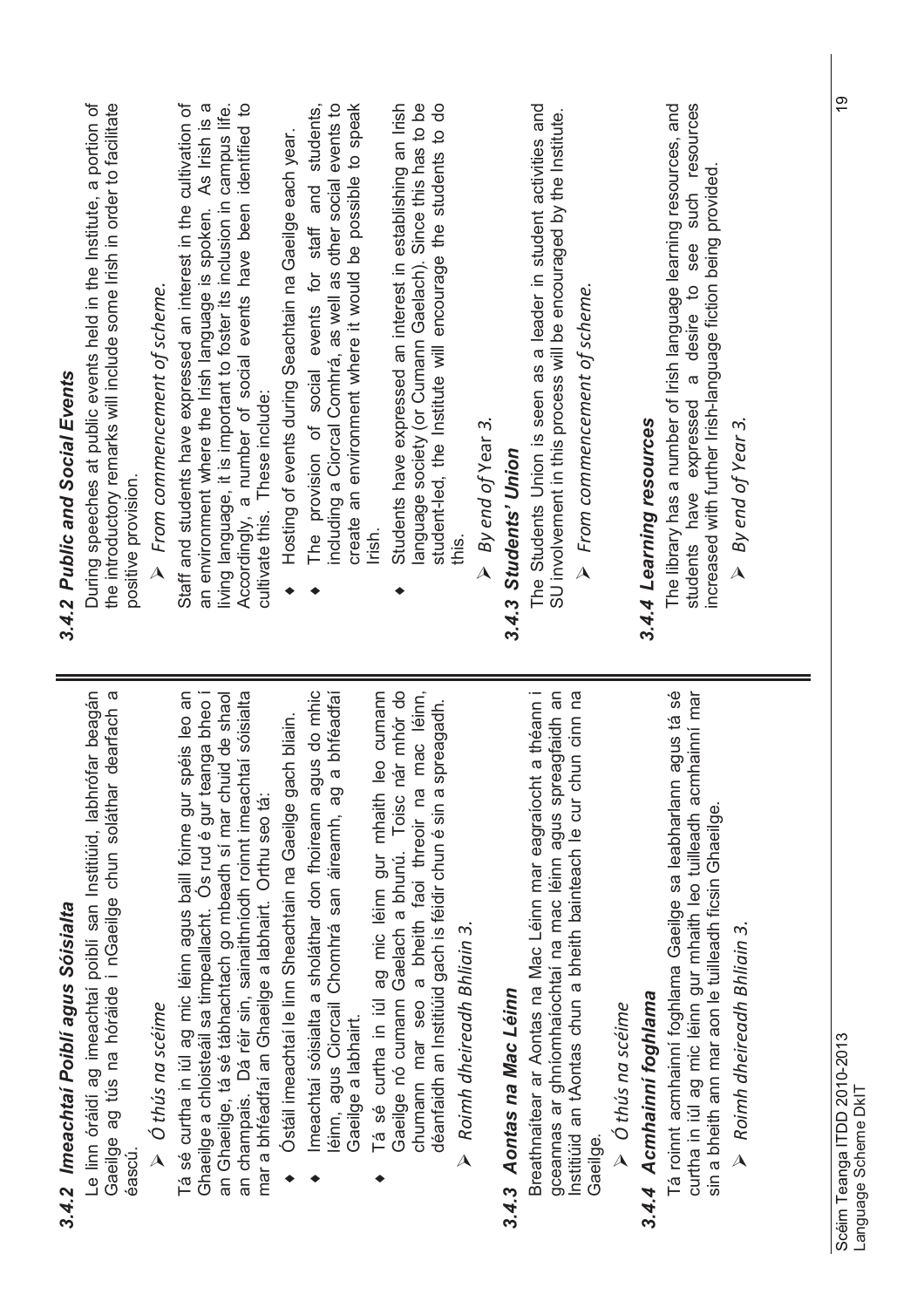### 3.4.2 Imeachtaí Poiblí agus Sóisialta

Le linn óráidí ag imeachtaí poiblí san Institiúid, labhrófar beagán Gaeilge ag tús na hóráide i nGaeilge chun soláthar dearfach a éascú.

- *Ó thús na scéime*

Tá sé curtha in iúl ag mic léinn agus baill foirne gur spéis leo an Ghaeilge a chloisteáil sa timpeallacht. Ós rud é gur teanga bheo í an Ghaeilge, tá sé tábhachtach go mbeadh sí mar chuid de shaol an champais. Dá réir sin, sainaithníodh roinnt imeachtaí sóisialta mar a bhféadfaí an Ghaeilge a labhairt. Orthu seo tá:

- Óstáil imeachtaí le linn Sheachtain na Gaeilge gach bliain.
- Imeachtaí sóisialta a sholáthar don fhoireann agus do mhic léinn, agus Ciorcail Chomhrá san áireamh, ag a bhféadfaí Gaeilge a labhairt.
- Tá sé curtha in iúl ag mic léinn gur mhaith leo cumann Gaeilge nó cumann Gaelach a bhunú. Toisc nár mhór do chumann mar seo a bheith faoi threoir na mac léinn, déanfaidh an Institiúid gach is féidir chun é sin a spreagadh.

- *Roimh dheireadh Bhliain 3.*

### 3.4.3 Aontas na Mac Léinn

Breathnaítear ar Aontas na Mac Léinn mar eagraíocht a théann i gceannas ar ghníomhaíochtaí na mac léinn agus spreagfaidh an Institiúid an tAontas chun a bheith bainteach le cur chun cinn na Gaeilge.

- *Ó thús na scéime*

### 3.4.4 Acmhainní foghlama

Tá roinnt acmhainní foghlama Gaeilge sa leabharlann agus tá sé curtha in iúl ag mic léinn gur mhaith leo tuilleadh acmhainní mar sin a bheith ann mar aon le tuilleadh ficsin Ghaeilge.

- *Roimh dheireadh Bhliain 3.*

### 3.4.2 Public and Social Events

During speeches at public events held in the Institute, a portion of the introductory remarks will include some Irish in order to facilitate positive provision.

- *From commencement of scheme.*

Staff and students have expressed an interest in the cultivation of an environment where the Irish language is spoken. As Irish is a living language, it is important to foster its inclusion in campus life. Accordingly, a number of social events have been identified to cultivate this. These include:

- Hosting of events during Seachtain na Gaeilge each year.
- The provision of social events for staff and students, including a Ciorcal Comhrá, as well as other social events to create an environment where it would be possible to speak Irish.
- Students have expressed an interest in establishing an Irish language society (or Cumann Gaelach). Since this has to be student-led, the Institute will encourage the students to do this.

- *By end of* Year 3.

### 3.4.3 Students' Union

The Students Union is seen as a leader in student activities and SU involvement in this process will be encouraged by the Institute.

- *From commencement of scheme.*

### 3.4.4 Learning resources

The library has a number of Irish language learning resources, and students have expressed a desire to see such resources increased with further Irish-language fiction being provided.

- *By end of Year 3.*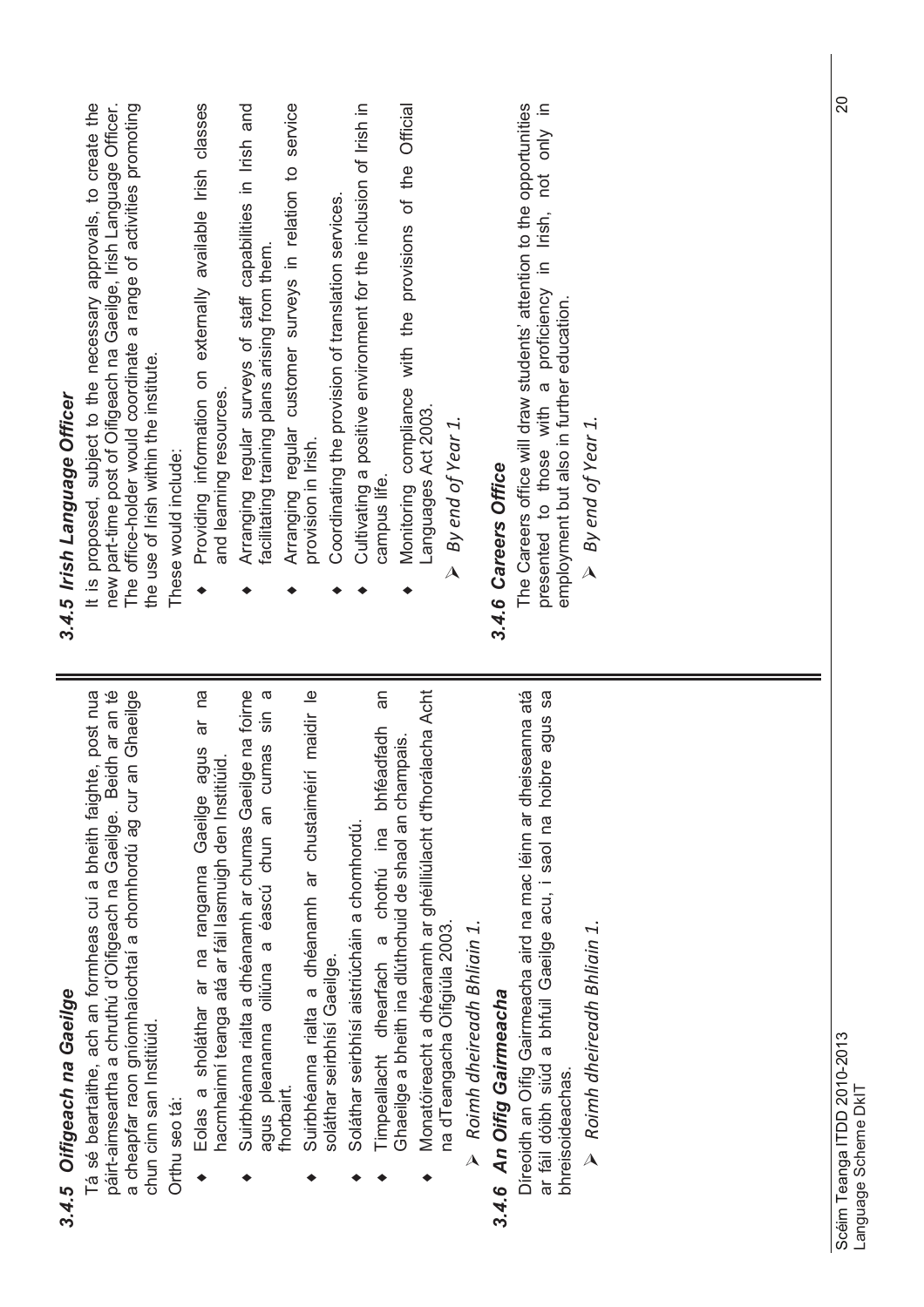### 3.4.5 Oifigeach na Gaeilge

Tá sé beartaithe, ach an formheas cuí a bheith faighte, post nua páirt-aimseartha a chruthú d'Oifigeach na Gaeilge. Beidh ar an té a cheapfar raon gníomhaíochtaí a chomhordú ag cur an Ghaeilge chun cinn san Institiúid.

Orthu seo tá:

- Eolas a sholáthar ar na ranganna Gaeilge agus ar na hacmhainní teanga atá ar fáil lasmuigh den Institiúid.
- Suirbhéanna rialta a dhéanamh ar chumas Gaeilge na foirne agus pleananna oiliúna a éascú chun an cumas sin a fhorbairt.
- Suirbhéanna rialta a dhéanamh ar chustaiméirí maidir le soláthar seirbhísí Gaeilge.
- Soláthar seirbhísí aistriúcháin a chomhordú.
- Timpeallacht dhearfach a chothú ina bhféadfadh an Ghaeilge a bheith ina dlúthchuid de shaol an champais.
- Monatóireacht a dhéanamh ar ghéilliúlacht d'fhorálacha Acht na dTeangacha Oifigiúla 2003.

➢ *Roimh dheireadh Bhliain 1.*

### 3.4.6 An Oifig Gairmeacha

Díreoidh an Oifig Gairmeacha aird na mac léinn ar dheiseanna atá ar fáil dóibh siúd a bhfuil Gaeilge acu, i saol na hoibre agus sa bhreisoideachas.

➢ *Roimh dheireadh Bhliain 1.*

### 3.4.5 Irish Language Officer

It is proposed, subject to the necessary approvals, to create the new part-time post of Oifigeach na Gaeilge, Irish Language Officer. The office-holder would coordinate a range of activities promoting the use of Irish within the institute.

These would include:

- Providing information on externally available Irish classes and learning resources.
- Arranging regular surveys of staff capabilities in Irish and facilitating training plans arising from them.
- Arranging regular customer surveys in relation to service provision in Irish.
- Coordinating the provision of translation services.
- Cultivating a positive environment for the inclusion of Irish in campus life.
- Monitoring compliance with the provisions of the Official Languages Act 2003.

➢ *By end of Year 1.*

### 3.4.6 Careers Office

The Careers office will draw students' attention to the opportunities presented to those with a proficiency in Irish, not only in employment but also in further education.

➢ *By end of Year 1.*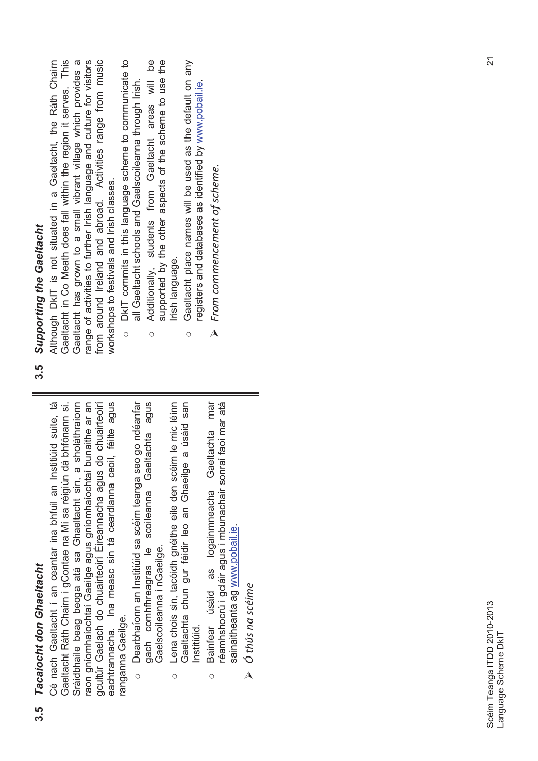## 3.5 *Tacaíocht don Ghaeltacht*

Cé nach Gaeltacht í an ceantar ina bhfuil an Institiúid suite, tá Gaeltacht Ráth Chairn i gContae na Mí sa réigiún dá bhfónann sí. Sráidbhaile beag beoga atá sa Ghaeltacht sin, a sholáthraíonn raon gníomhaíochtaí Gaeilge agus gníomhaíochtaí bunaithe ar an gcultúr Gaelach do chuairteoirí Éireannacha agus do chuairteoirí eachtrannacha. Ina measc sin tá ceardlanna ceoil, féilte agus ranganna Gaeilge.

- Dearbhaíonn an Institiúid sa scéim teanga seo go ndéanfar gach comhfhreagras le scoileanna Gaeltachta agus Gaelscoileanna i nGaeilge.
- Lena chois sin, tacóidh gnéithe eile den scéim le mic léinn Gaeltachta chun gur féidir leo an Ghaeilge a úsáid san Institiúid.
- Bainfear úsáid as logainmneacha Gaeltachta mar réamhshocrú i gcláir agus i mbunachair sonraí faoi mar atá sainaitheanta ag www.pobail.ie.

➢ *Ó thús na scéime*

## 3.5 *Supporting the Gaeltacht*

Although DkIT is not situated in a Gaeltacht, the Ráth Chairn Gaeltacht in Co Meath does fall within the region it serves. This Gaeltacht has grown to a small vibrant village which provides a range of activities to further Irish language and culture for visitors from around Ireland and abroad. Activities range from music workshops to festivals and Irish classes.

- DkIT commits in this language scheme to communicate to all Gaeltacht schools and Gaelscoileanna through Irish.
- Additionally, students from Gaeltacht areas will be supported by the other aspects of the scheme to use the Irish language.
- Gaeltacht place names will be used as the default on any registers and databases as identified by www.pobail.ie.

➢ *From commencement of scheme.*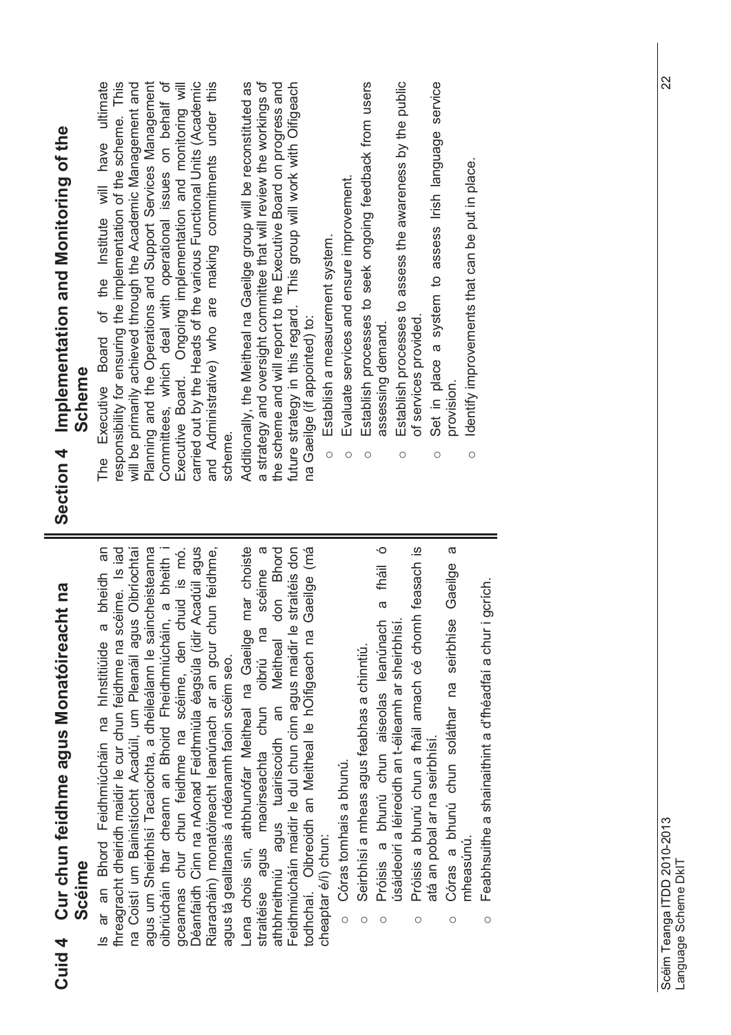# Cuid 4 Cur chun feidhme agus Monatóireacht na Scéime

Is ar an Bhord Feidhmiúcháin na hInstitiúide a bheidh an fhreagracht dheiridh maidir le cur chun feidhme na scéime. Is iad na Coistí um Bainistíocht Acadúil, um Pleanáil agus Oibríochtaí agus um Sheirbhísí Tacaíochta, a dhéileálann le saincheisteanna oibriúcháin thar cheann an Bhoird Fheidhmiúcháin, a bheith i gceannas chur chun feidhme na scéime, den chuid is mó. Déanfaidh Cinn na nAonad Feidhmiúla éagsúla (idir Acadúil agus Riaracháin) monatóireacht leanúnach ar an gcur chun feidhme, agus tá gealltanais á ndéanamh faoin scéim seo.

Lena chois sin, athbhunófar Meitheal na Gaeilge mar choiste straitéise agus maoirseachta chun oibriú na scéime a athbhreithniú agus tuairiscoidh an Meitheal don Bhord Feidhmiúcháin maidir le dul chun cinn agus maidir le straitéis don todhchaí. Oibreoidh an Meitheal le hOifigeach na Gaeilge (má cheaptar é/í) chun:

- Córas tomhais a bhunú.
- Seirbhísí a mheas agus feabhas a chinntiú.
- Próisis a bhunú chun aiseolas leanúnach a fháil ó úsáideoirí a léireoidh an t-éileamh ar sheirbhísí.
- Próisis a bhunú chun a fháil amach cé chomh feasach is atá an pobal ar na seirbhísí.
- Córas a bhunú chun soláthar na seirbhíse Gaeilge a mheasúnú.
- Feabhsuithe a shainaithint a d'fhéadfaí a chur i gcrích.

# Section 4 Implementation and Monitoring of the Scheme

The Executive Board of the Institute will have ultimate responsibility for ensuring the implementation of the scheme. This will be primarily achieved through the Academic Management and Planning and the Operations and Support Services Management Committees, which deal with operational issues on behalf of Executive Board. Ongoing implementation and monitoring will carried out by the Heads of the various Functional Units (Academic and Administrative) who are making commitments under this scheme.

Additionally, the Meitheal na Gaeilge group will be reconstituted as a strategy and oversight committee that will review the workings of the scheme and will report to the Executive Board on progress and future strategy in this regard. This group will work with Oifigeach na Gaeilge (if appointed) to:

- Establish a measurement system.
- Evaluate services and ensure improvement.
- Establish processes to seek ongoing feedback from users assessing demand.
- Establish processes to assess the awareness by the public of services provided.
- Set in place a system to assess Irish language service provision.
- Identify improvements that can be put in place.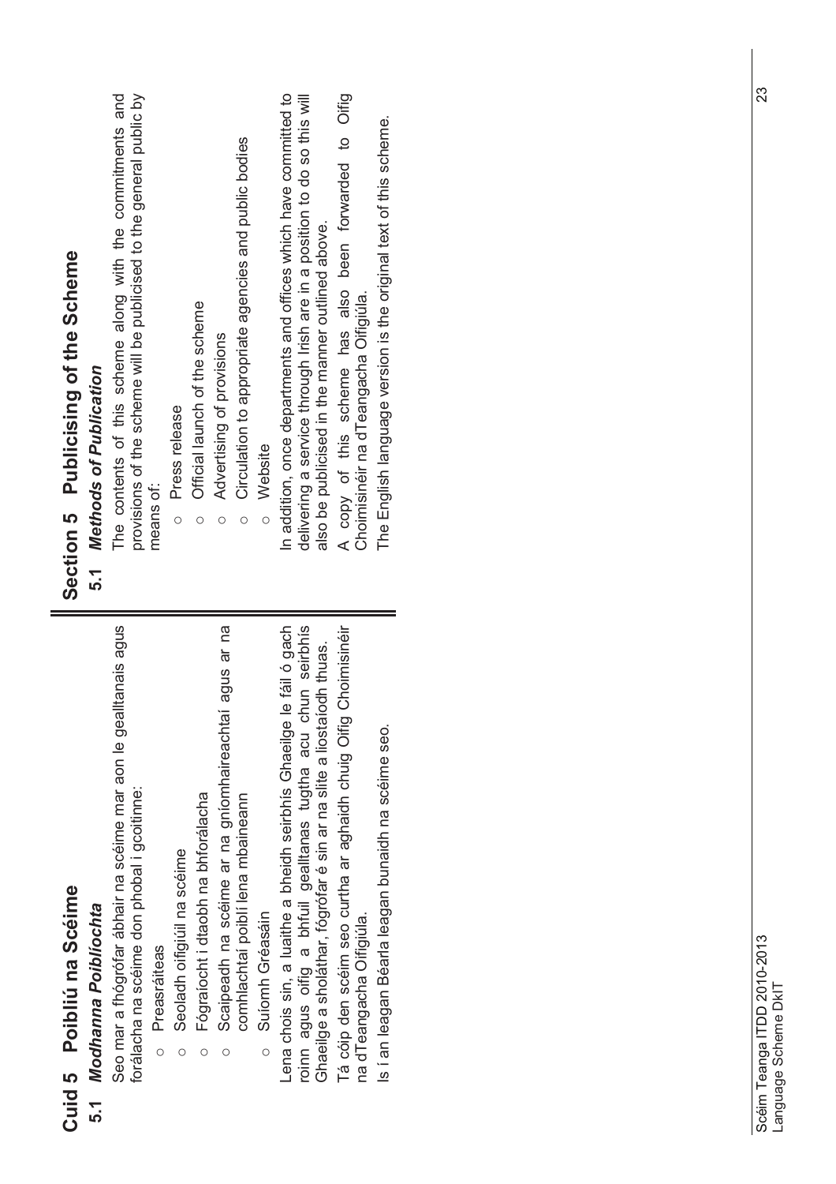## Cuid 5 Poibliú na Scéime

### 5.1 *Modhanna Poiblíochta*

Seo mar a fhógrófar ábhair na scéime mar aon le gealltanais agus forálacha na scéime don phobal i gcoitinne:

- Preasráiteas
- Seoladh oifigiúil na scéime
- Fógraíocht i dtaobh na bhforálacha
- Scaipeadh na scéime ar na gníomhaireachtaí agus ar na comhlachtaí poiblí lena mbaineann
- Suíomh Gréasáin

Lena chois sin, a luaithe a bheidh seirbhís Ghaeilge le fáil ó gach roinn agus oifig a bhfuil gealltanas tugtha acu chun seirbhís Ghaeilge a sholáthar, fógrófar é sin ar na slite a liostaíodh thuas.

Tá cóip den scéim seo curtha ar aghaidh chuig Oifig Choimisinéir na dTeangacha Oifigiúla.

Is í an leagan Béarla leagan bunaidh na scéime seo.

## Section 5 Publicising of the Scheme

### 5.1 *Methods of Publication*

The contents of this scheme along with the commitments and provisions of the scheme will be publicised to the general public by means of:

- Press release
- Official launch of the scheme
- Advertising of provisions
- Circulation to appropriate agencies and public bodies
- Website

In addition, once departments and offices which have committed to delivering a service through Irish are in a position to do so this will also be publicised in the manner outlined above.

A copy of this scheme has also been forwarded to Oifig Choimisinéir na dTeangacha Oifigiúla.

The English language version is the original text of this scheme.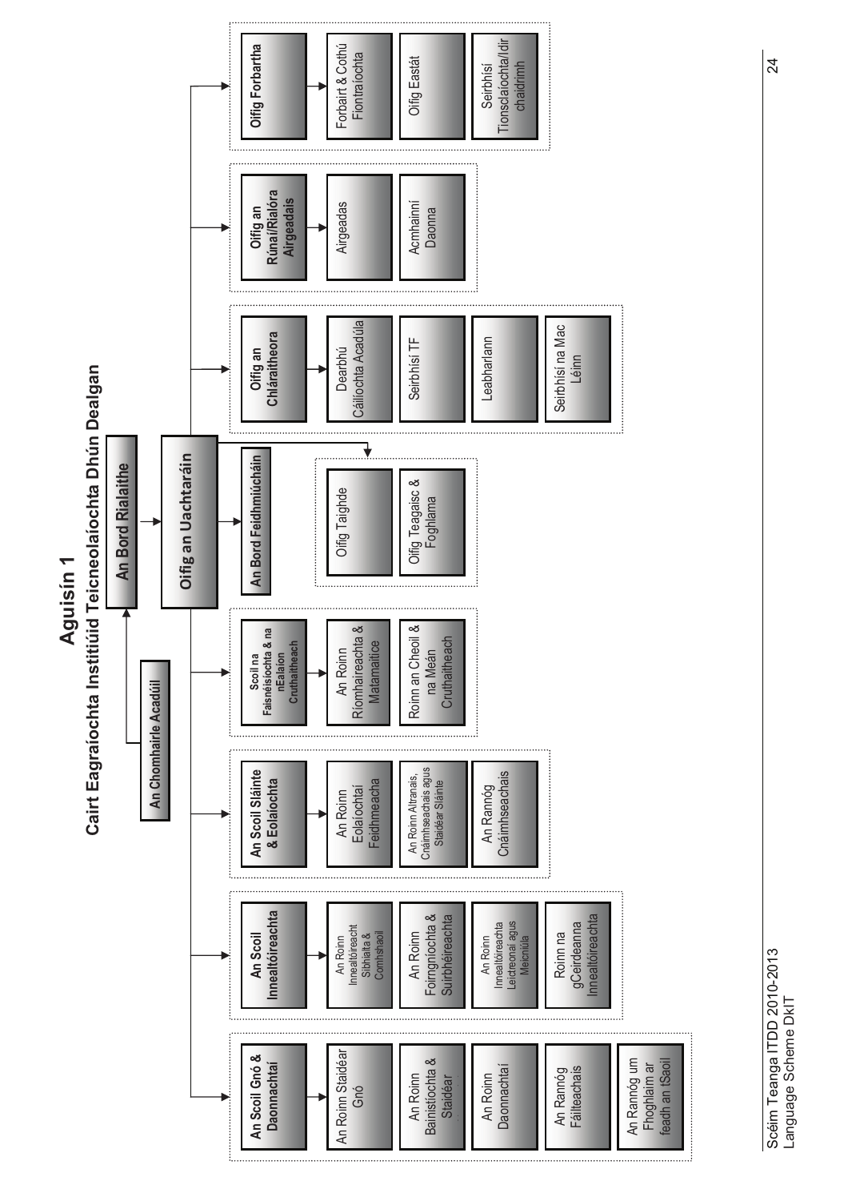# Aguisín 1

## Cairt Eagraíochta Institiúid Teicneolaíochta Dhún Dealgan

- **An Bord Rialaithe**
  - **An Chomhairle Acadúil** (reports to An Bord Rialaithe)
- **Oifig an Uachtaráin**
  - **An Bord Feidhmiúcháin**
  - Oifig Taighde
  - Oifig Teagaisc & Foghlama

### An Scoil Gnó & Daonnachtaí
- An Roinn Staidéar Gnó
- An Roinn Bainistíochta & Staidéar
- An Roinn Daonnachtaí
- An Rannóg Fáilteachais
- An Rannóg um Fhoghlaim ar feadh an tSaoil

### An Scoil Innealtóireachta
- An Roinn Innealtóireacht Sibhialta & Comhshaoil
- An Roinn Foirgníochta & Suirbhéireachta
- An Roinn Innealtóireachta Leictreonaí agus Meicniúla
- Roinn na gCeirdeanna Innealtóireachta

### An Scoil Sláinte & Eolaíochta
- An Roinn Eolaíochtaí Feidhmeacha
- An Roinn Altranais, Cnáimhseachais agus Staidéar Sláinte
- An Rannóg Cnáimhseachais

### Scoil na Faisnéisíochta & na nEalaíon Cruthaitheach
- An Roinn Ríomhaireachta & Matamaitice
- Roinn an Cheoil & na Meán Cruthaitheach

### Oifig an Chláraitheora
- Dearbhú Cáilíochta Acadúla
- Seirbhísí TF
- Leabharlann
- Seirbhísí na Mac Léinn

### Oifig an Rúnaí/Rialóra Airgeadais
- Airgeadas
- Acmhainní Daonna

### Oifig Forbartha
- Forbairt & Cothú Fiontraíochta
- Oifig Eastát
- Seirbhísí Tionsclaíochta/Idir chaidrimh

Scéim Teanga ITDD 2010-2013
Language Scheme DkIT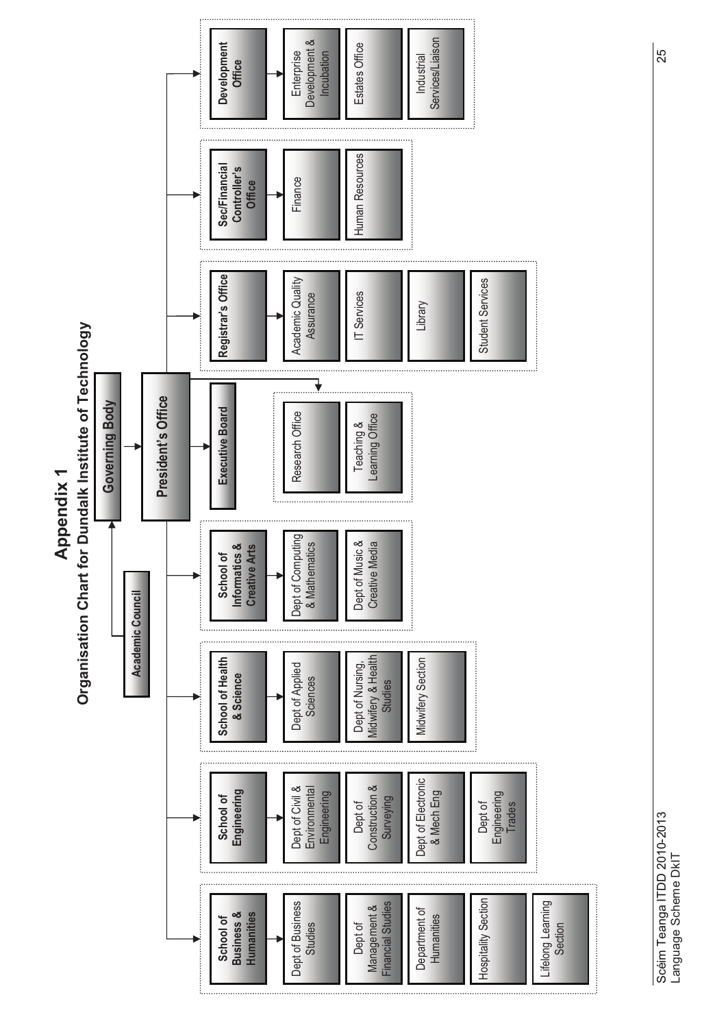# Appendix 1

## Organisation Chart for Dundalk Institute of Technology

- **Academic Council** → **Governing Body**
- **Governing Body** → **President's Office**
- **President's Office**
  - **Executive Board**
  - Research Office
  - Teaching & Learning Office
  - **School of Business & Humanities**
    - Dept of Business Studies
    - Dept of Management & Financial Studies
    - Department of Humanities
    - Hospitality Section
    - Lifelong Learning Section
  - **School of Engineering**
    - Dept of Civil & Environmental Engineering
    - Dept of Construction & Surveying
    - Dept of Electronic & Mech Eng
    - Dept of Engineering Trades
  - **School of Health & Science**
    - Dept of Applied Sciences
    - Dept of Nursing, Midwifery & Health Studies
    - Midwifery Section
  - **School of Informatics & Creative Arts**
    - Dept of Computing & Mathematics
    - Dept of Music & Creative Media
  - **Registrar's Office**
    - Academic Quality Assurance
    - IT Services
    - Library
    - Student Services
  - **Sec/Financial Controller's Office**
    - Finance
    - Human Resources
  - **Development Office**
    - Enterprise Development & Incubation
    - Estates Office
    - Industrial Services/Liaison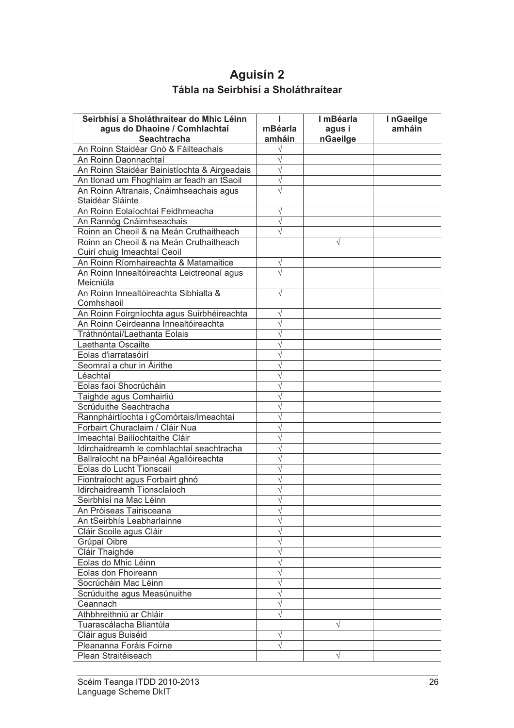# Aguisín 2

## Tábla na Seirbhísí a Sholáthraítear

| Seirbhísí a Sholáthraítear do Mhic Léinn agus do Dhaoine / Comhlachtaí Seachtracha | I mBéarla amháin | I mBéarla agus i nGaeilge | I nGaeilge amháin |
|---|---|---|---|
| An Roinn Staidéar Gnó & Fáilteachais | √ | | |
| An Roinn Daonnachtaí | √ | | |
| An Roinn Staidéar Bainistíochta & Airgeadais | √ | | |
| An tIonad um Fhoghlaim ar feadh an tSaoil | √ | | |
| An Roinn Altranais, Cnáimhseachais agus Staidéar Sláinte | √ | | |
| An Roinn Eolaíochtaí Feidhmeacha | √ | | |
| An Rannóg Cnáimhseachais | √ | | |
| Roinn an Cheoil & na Meán Cruthaitheach | √ | | |
| Roinn an Cheoil & na Meán Cruthaitheach Cuirí chuig Imeachtaí Ceoil | | √ | |
| An Roinn Ríomhaireachta & Matamaitice | √ | | |
| An Roinn Innealtóireachta Leictreonaí agus Meicniúla | √ | | |
| An Roinn Innealtóireachta Sibhialta & Comhshaoil | √ | | |
| An Roinn Foirgníochta agus Suirbhéireachta | √ | | |
| An Roinn Ceirdeanna Innealtóireachta | √ | | |
| Tráthnóntaí/Laethanta Eolais | √ | | |
| Laethanta Oscailte | √ | | |
| Eolas d'iarratasóirí | √ | | |
| Seomraí a chur in Áirithe | √ | | |
| Léachtaí | √ | | |
| Eolas faoi Shocrúcháin | √ | | |
| Taighde agus Comhairliú | √ | | |
| Scrúduithe Seachtracha | √ | | |
| Rannpháirtíochta i gComórtais/Imeachtaí | √ | | |
| Forbairt Churaclaim / Cláir Nua | √ | | |
| Imeachtaí Bailíochtaithe Cláir | √ | | |
| Idirchaidreamh le comhlachtaí seachtracha | √ | | |
| Ballraíocht na bPainéal Agallóireachta | √ | | |
| Eolas do Lucht Tionscail | √ | | |
| Fiontraíocht agus Forbairt ghnó | √ | | |
| Idirchaidreamh Tionsclaíoch | √ | | |
| Seirbhísí na Mac Léinn | √ | | |
| An Próiseas Tairisceana | √ | | |
| An tSeirbhís Leabharlainne | √ | | |
| Cláir Scoile agus Cláir | √ | | |
| Grúpaí Oibre | √ | | |
| Cláir Thaighde | √ | | |
| Eolas do Mhic Léinn | √ | | |
| Eolas don Fhoireann | √ | | |
| Socrúcháin Mac Léinn | √ | | |
| Scrúduithe agus Measúnuithe | √ | | |
| Ceannach | √ | | |
| Athbhreithniú ar Chláir | √ | | |
| Tuarascálacha Bliantúla | | √ | |
| Cláir agus Buiséid | √ | | |
| Pleananna Foráis Foirne | √ | | |
| Plean Straitéiseach | | √ | |

Scéim Teanga ITDD 2010-2013
Language Scheme DkIT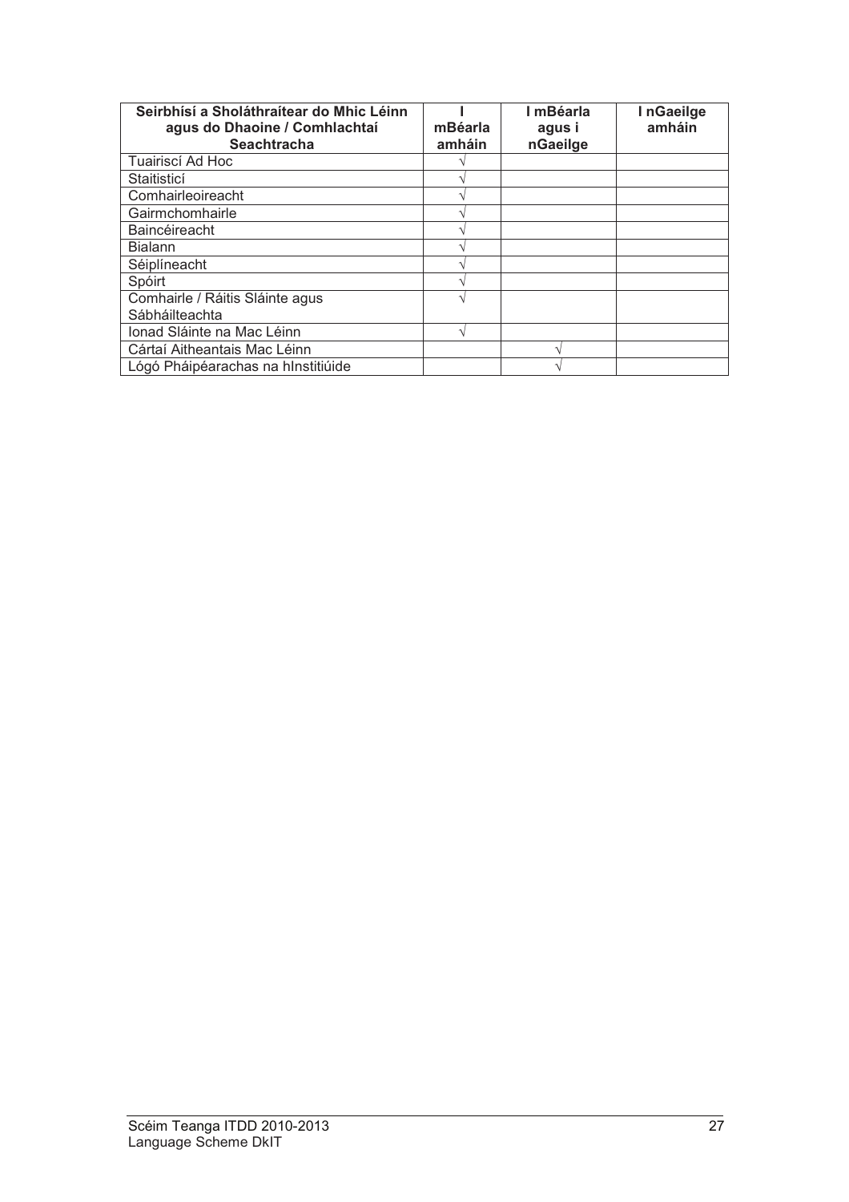| Seirbhísí a Sholáthraítear do Mhic Léinn agus do Dhaoine / Comhlachtaí Seachtracha | I mBéarla amháin | I mBéarla agus i nGaeilge | I nGaeilge amháin |
|---|---|---|---|
| Tuairiscí Ad Hoc | √ | | |
| Staitisticí | √ | | |
| Comhairleoireacht | √ | | |
| Gairmchomhairle | √ | | |
| Baincéireacht | √ | | |
| Bialann | √ | | |
| Séiplíneacht | √ | | |
| Spóirt | √ | | |
| Comhairle / Ráitis Sláinte agus Sábháilteachta | √ | | |
| Ionad Sláinte na Mac Léinn | √ | | |
| Cártaí Aitheantais Mac Léinn | | √ | |
| Lógó Pháipéarachas na hInstitiúide | | √ | |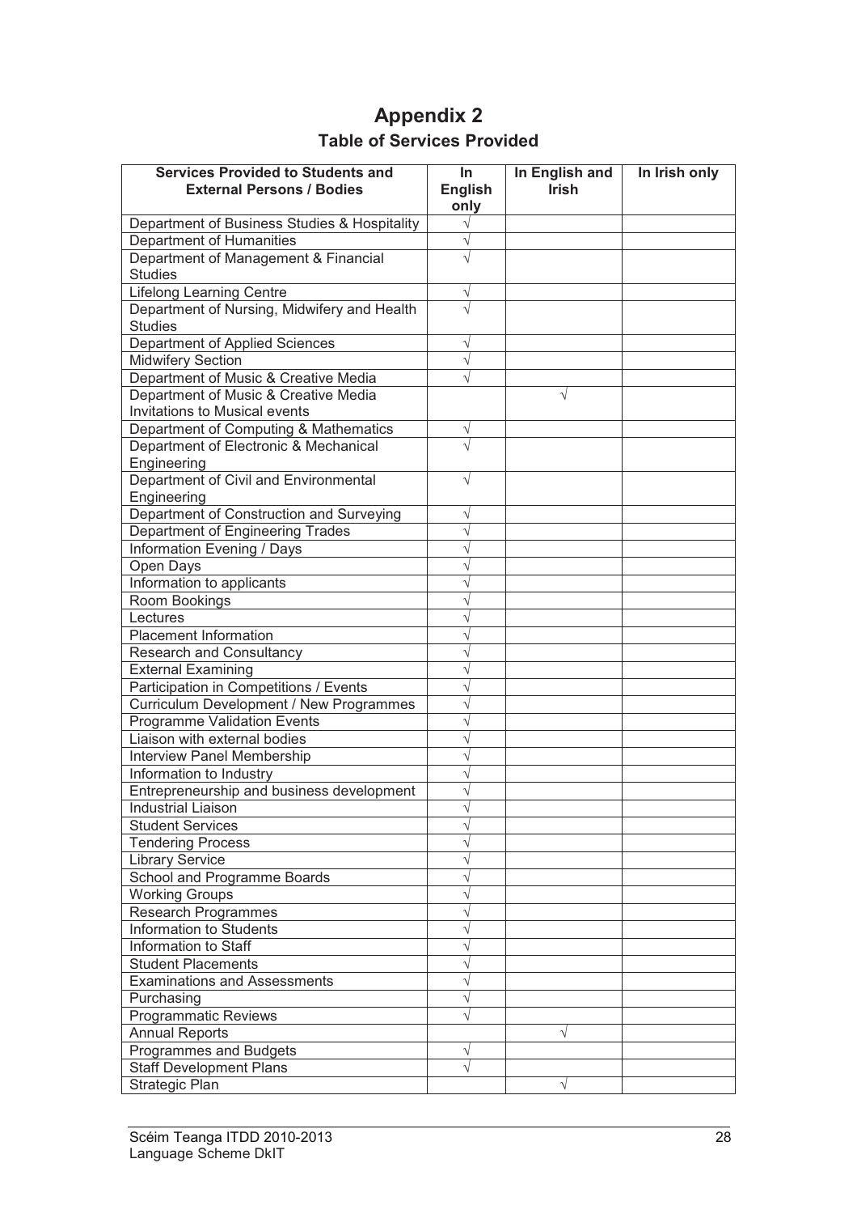# Appendix 2

## Table of Services Provided

| Services Provided to Students and External Persons / Bodies | In English only | In English and Irish | In Irish only |
|---|---|---|---|
| Department of Business Studies & Hospitality | √ | | |
| Department of Humanities | √ | | |
| Department of Management & Financial Studies | √ | | |
| Lifelong Learning Centre | √ | | |
| Department of Nursing, Midwifery and Health Studies | √ | | |
| Department of Applied Sciences | √ | | |
| Midwifery Section | √ | | |
| Department of Music & Creative Media | √ | | |
| Department of Music & Creative Media Invitations to Musical events | | √ | |
| Department of Computing & Mathematics | √ | | |
| Department of Electronic & Mechanical Engineering | √ | | |
| Department of Civil and Environmental Engineering | √ | | |
| Department of Construction and Surveying | √ | | |
| Department of Engineering Trades | √ | | |
| Information Evening / Days | √ | | |
| Open Days | √ | | |
| Information to applicants | √ | | |
| Room Bookings | √ | | |
| Lectures | √ | | |
| Placement Information | √ | | |
| Research and Consultancy | √ | | |
| External Examining | √ | | |
| Participation in Competitions / Events | √ | | |
| Curriculum Development / New Programmes | √ | | |
| Programme Validation Events | √ | | |
| Liaison with external bodies | √ | | |
| Interview Panel Membership | √ | | |
| Information to Industry | √ | | |
| Entrepreneurship and business development | √ | | |
| Industrial Liaison | √ | | |
| Student Services | √ | | |
| Tendering Process | √ | | |
| Library Service | √ | | |
| School and Programme Boards | √ | | |
| Working Groups | √ | | |
| Research Programmes | √ | | |
| Information to Students | √ | | |
| Information to Staff | √ | | |
| Student Placements | √ | | |
| Examinations and Assessments | √ | | |
| Purchasing | √ | | |
| Programmatic Reviews | √ | | |
| Annual Reports | | √ | |
| Programmes and Budgets | √ | | |
| Staff Development Plans | √ | | |
| Strategic Plan | | √ | |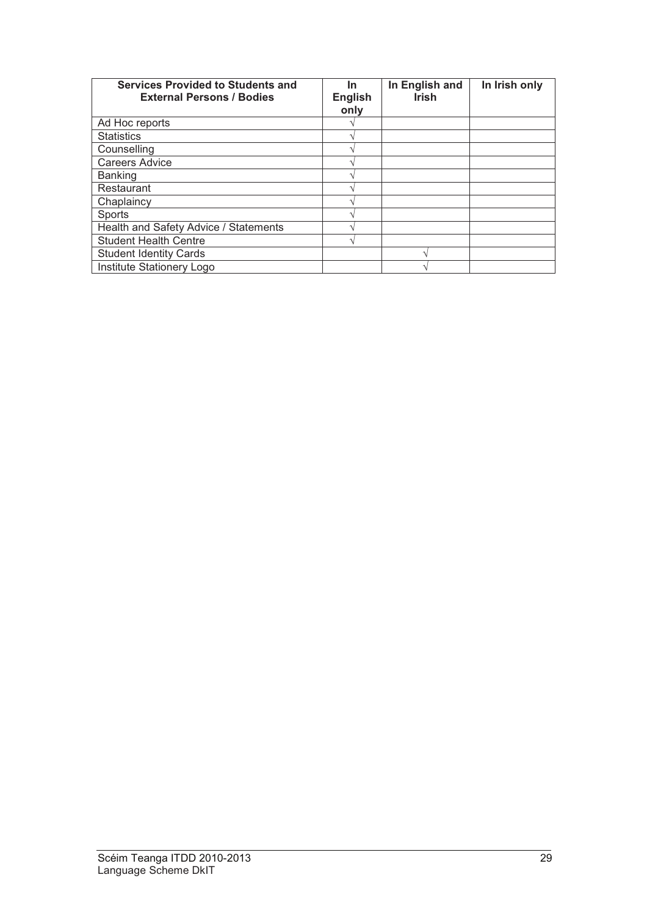| Services Provided to Students and External Persons / Bodies | In English only | In English and Irish | In Irish only |
|---|---|---|---|
| Ad Hoc reports | √ | | |
| Statistics | √ | | |
| Counselling | √ | | |
| Careers Advice | √ | | |
| Banking | √ | | |
| Restaurant | √ | | |
| Chaplaincy | √ | | |
| Sports | √ | | |
| Health and Safety Advice / Statements | √ | | |
| Student Health Centre | √ | | |
| Student Identity Cards | | √ | |
| Institute Stationery Logo | | √ | |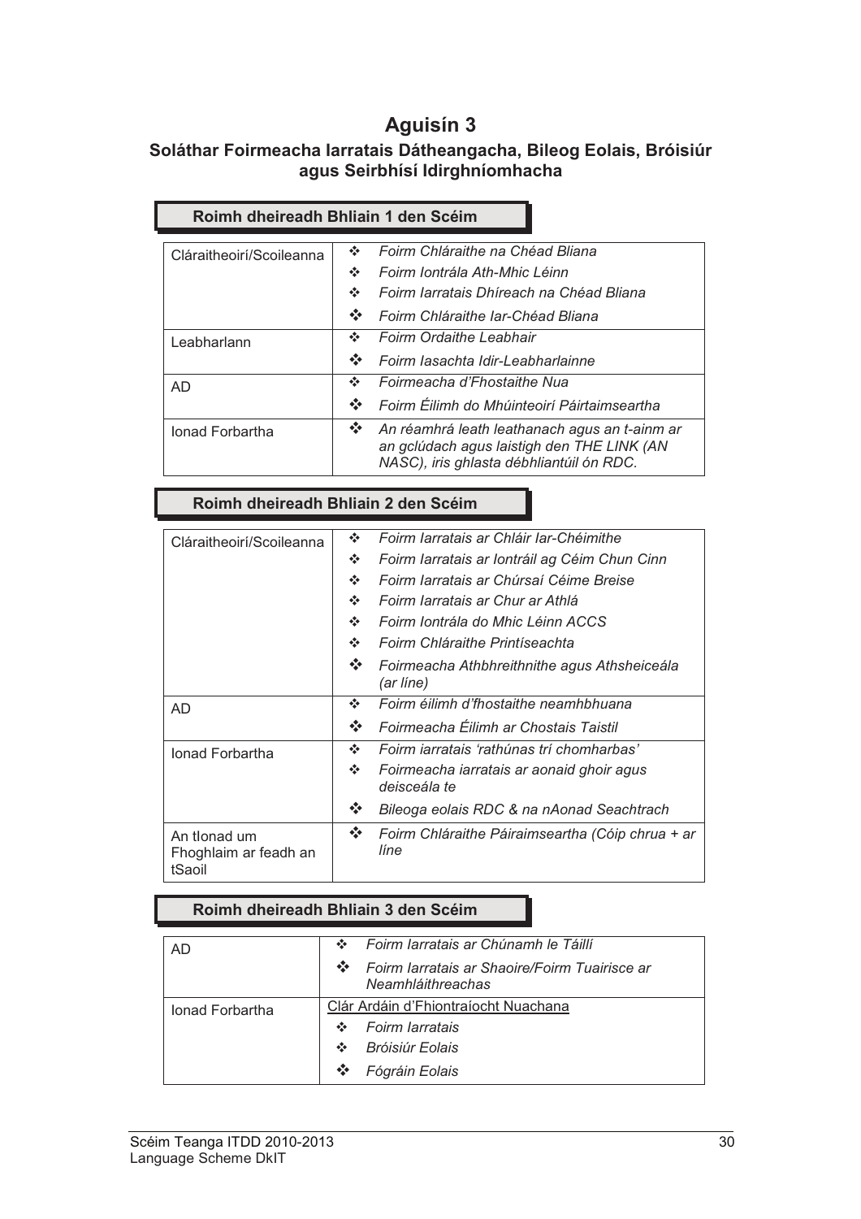# Aguisín 3

## Soláthar Foirmeacha Iarratais Dátheangacha, Bileog Eolais, Bróisiúr agus Seirbhísí Idirghníomhacha

### Roimh dheireadh Bhliain 1 den Scéim

| | |
|---|---|
| Cláraitheoirí/Scoileanna | ❖ *Foirm Chláraithe na Chéad Bliana*<br>❖ *Foirm Iontrála Ath-Mhic Léinn*<br>❖ *Foirm Iarratais Dhíreach na Chéad Bliana*<br>❖ *Foirm Chláraithe Iar-Chéad Bliana* |
| Leabharlann | ❖ *Foirm Ordaithe Leabhair*<br>❖ *Foirm Iasachta Idir-Leabharlainne* |
| AD | ❖ *Foirmeacha d'Fhostaithe Nua*<br>❖ *Foirm Éilimh do Mhúinteoirí Páirtaimseartha* |
| Ionad Forbartha | ❖ *An réamhrá leath leathanach agus an t-ainm ar an gclúdach agus laistigh den THE LINK (AN NASC), iris ghlasta débhliantúil ón RDC.* |

### Roimh dheireadh Bhliain 2 den Scéim

| | |
|---|---|
| Cláraitheoirí/Scoileanna | ❖ *Foirm Iarratais ar Chláir Iar-Chéimithe*<br>❖ *Foirm Iarratais ar Iontráil ag Céim Chun Cinn*<br>❖ *Foirm Iarratais ar Chúrsaí Céime Breise*<br>❖ *Foirm Iarratais ar Chur ar Athlá*<br>❖ *Foirm Iontrála do Mhic Léinn ACCS*<br>❖ *Foirm Chláraithe Printíseachta*<br>❖ *Foirmeacha Athbhreithnithe agus Athsheiceála (ar líne)* |
| AD | ❖ *Foirm éilimh d'fhostaithe neamhbhuana*<br>❖ *Foirmeacha Éilimh ar Chostais Taistil* |
| Ionad Forbartha | ❖ *Foirm iarratais 'rathúnas trí chomharbas'*<br>❖ *Foirmeacha iarratais ar aonaid ghoir agus deisceála te*<br>❖ *Bileoga eolais RDC & na nAonad Seachtrach* |
| An tIonad um Fhoghlaim ar feadh an tSaoil | ❖ *Foirm Chláraithe Páiraimseartha (Cóip chrua + ar líne* |

### Roimh dheireadh Bhliain 3 den Scéim

| | |
|---|---|
| AD | ❖ *Foirm Iarratais ar Chúnamh le Táillí*<br>❖ *Foirm Iarratais ar Shaoire/Foirm Tuairisce ar Neamhláithreachas* |
| Ionad Forbartha | Clár Ardáin d'Fhiontraíocht Nuachana<br>❖ *Foirm Iarratais*<br>❖ *Bróisiúr Eolais*<br>❖ *Fógráin Eolais* |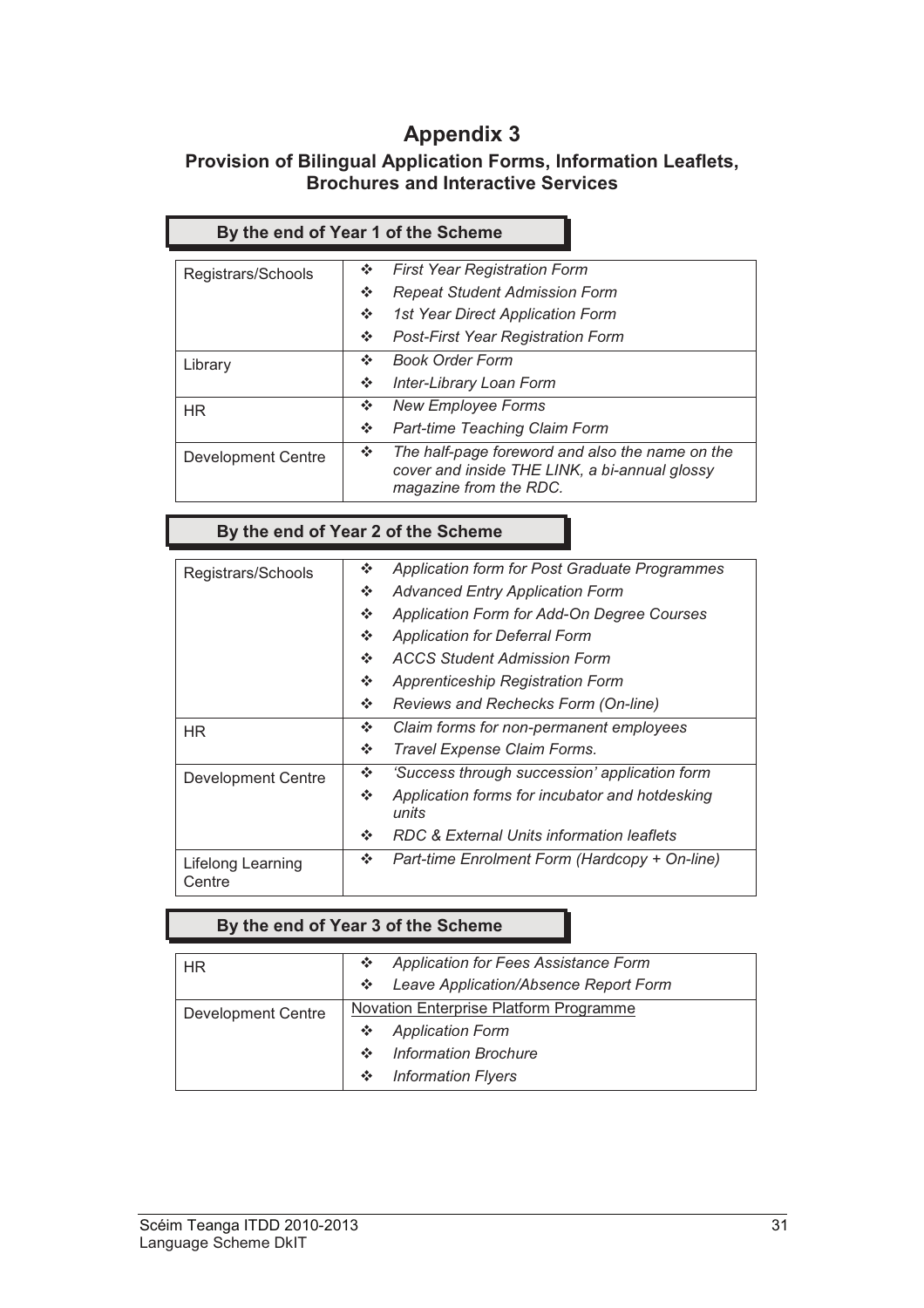# Appendix 3

## Provision of Bilingual Application Forms, Information Leaflets, Brochures and Interactive Services

### By the end of Year 1 of the Scheme

| | |
|---|---|
| Registrars/Schools | ❖ *First Year Registration Form*<br>❖ *Repeat Student Admission Form*<br>❖ *1st Year Direct Application Form*<br>❖ *Post-First Year Registration Form* |
| Library | ❖ *Book Order Form*<br>❖ *Inter-Library Loan Form* |
| HR | ❖ *New Employee Forms*<br>❖ *Part-time Teaching Claim Form* |
| Development Centre | ❖ *The half-page foreword and also the name on the cover and inside THE LINK, a bi-annual glossy magazine from the RDC.* |

### By the end of Year 2 of the Scheme

| | |
|---|---|
| Registrars/Schools | ❖ *Application form for Post Graduate Programmes*<br>❖ *Advanced Entry Application Form*<br>❖ *Application Form for Add-On Degree Courses*<br>❖ *Application for Deferral Form*<br>❖ *ACCS Student Admission Form*<br>❖ *Apprenticeship Registration Form*<br>❖ *Reviews and Rechecks Form (On-line)* |
| HR | ❖ *Claim forms for non-permanent employees*<br>❖ *Travel Expense Claim Forms.* |
| Development Centre | ❖ *'Success through succession' application form*<br>❖ *Application forms for incubator and hotdesking units*<br>❖ *RDC & External Units information leaflets* |
| Lifelong Learning Centre | ❖ *Part-time Enrolment Form (Hardcopy + On-line)* |

### By the end of Year 3 of the Scheme

| | |
|---|---|
| HR | ❖ *Application for Fees Assistance Form*<br>❖ *Leave Application/Absence Report Form* |
| Development Centre | Novation Enterprise Platform Programme<br>❖ *Application Form*<br>❖ *Information Brochure*<br>❖ *Information Flyers* |